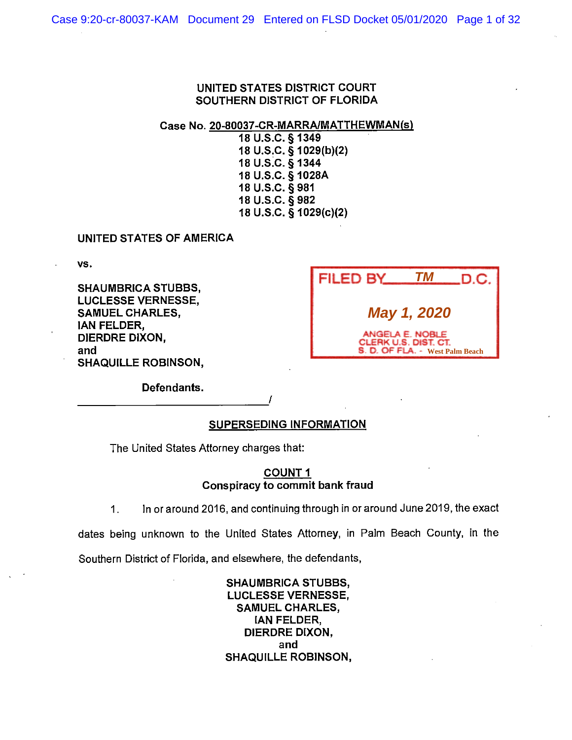UNITED STATES DISTRICT COURT
SOUTHERN DISTRICT OF FLORIDA

Case No. 20-80037-CR-MARRA/MATTHEWMAN(s)
18 U.S.C. § 1349
18 U.S.C. § 1029(b)(2)
18 U.S.C. § 1344
18 U.S.C. § 1028A
18 U.S.C. § 981
18 U.S.C. § 982
18 U.S.C. § 1029(c)(2)

UNITED STATES OF AMERICA

vs.

SHAUMBRICA STUBBS,
LUCLESSE VERNESSE,
SAMUEL CHARLES,
IAN FELDER,
DIERDRE DIXON,
and
SHAQUILLE ROBINSON,

Defendants.
_______________________________/

FILED BY TM D.C.
May 1, 2020
ANGELA E. NOBLE
CLERK U.S. DIST. CT.
S. D. OF FLA. - West Palm Beach

## SUPERSEDING INFORMATION

The United States Attorney charges that:

### COUNT 1
**Conspiracy to commit bank fraud**

1. In or around 2016, and continuing through in or around June 2019, the exact dates being unknown to the United States Attorney, in Palm Beach County, in the Southern District of Florida, and elsewhere, the defendants,

SHAUMBRICA STUBBS,
LUCLESSE VERNESSE,
SAMUEL CHARLES,
IAN FELDER,
DIERDRE DIXON,
and
SHAQUILLE ROBINSON,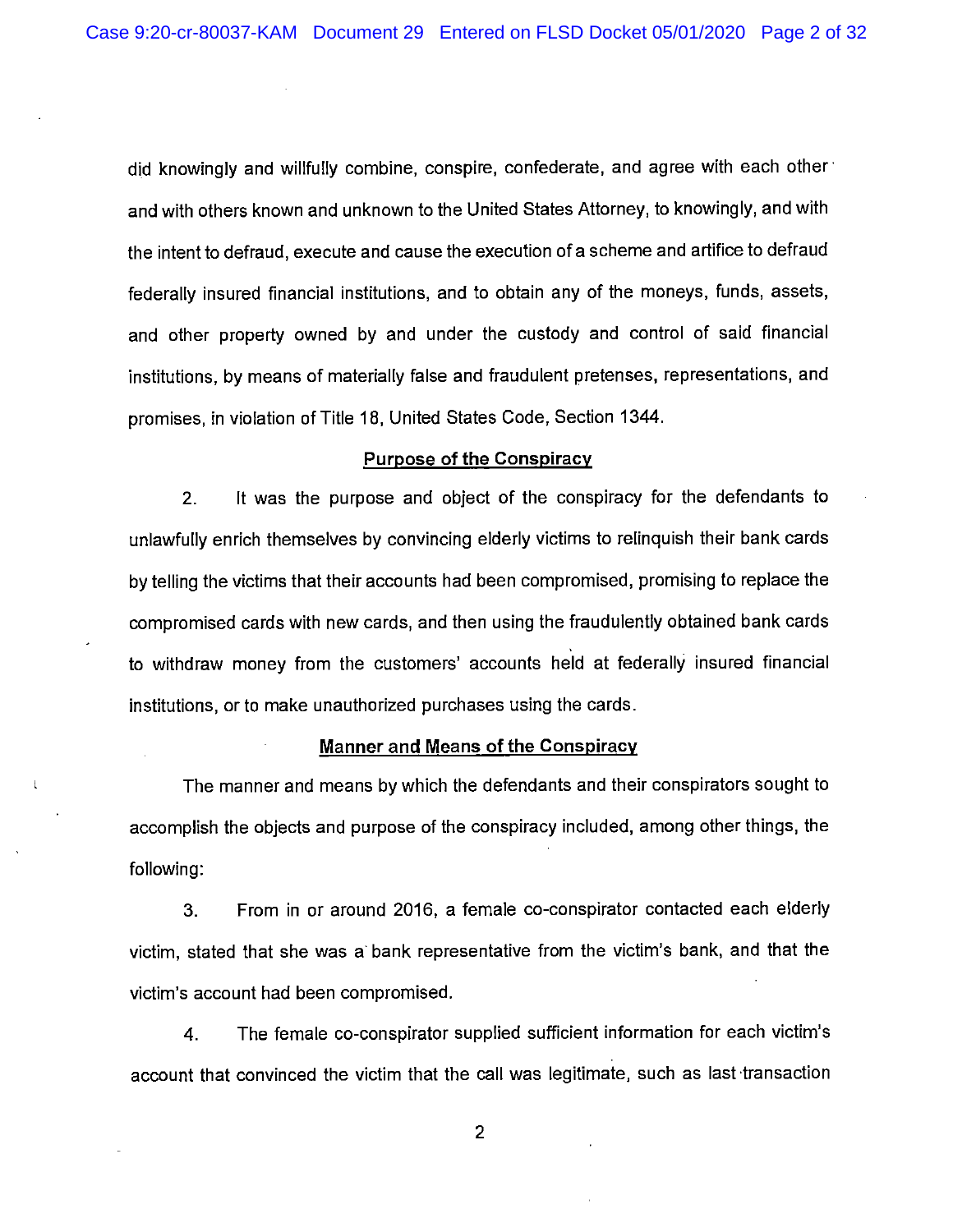did knowingly and willfully combine, conspire, confederate, and agree with each other and with others known and unknown to the United States Attorney, to knowingly, and with the intent to defraud, execute and cause the execution of a scheme and artifice to defraud federally insured financial institutions, and to obtain any of the moneys, funds, assets, and other property owned by and under the custody and control of said financial institutions, by means of materially false and fraudulent pretenses, representations, and promises, in violation of Title 18, United States Code, Section 1344.

**Purpose of the Conspiracy**

2. It was the purpose and object of the conspiracy for the defendants to unlawfully enrich themselves by convincing elderly victims to relinquish their bank cards by telling the victims that their accounts had been compromised, promising to replace the compromised cards with new cards, and then using the fraudulently obtained bank cards to withdraw money from the customers' accounts held at federally insured financial institutions, or to make unauthorized purchases using the cards.

**Manner and Means of the Conspiracy**

The manner and means by which the defendants and their conspirators sought to accomplish the objects and purpose of the conspiracy included, among other things, the following:

3. From in or around 2016, a female co-conspirator contacted each elderly victim, stated that she was a bank representative from the victim's bank, and that the victim's account had been compromised.

4. The female co-conspirator supplied sufficient information for each victim's account that convinced the victim that the call was legitimate, such as last transaction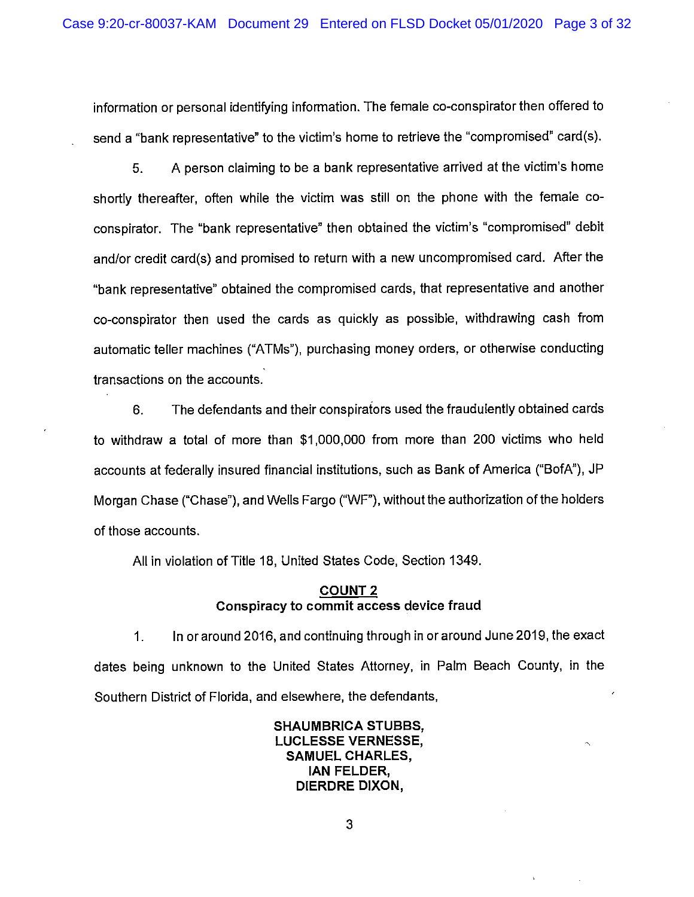information or personal identifying information. The female co-conspirator then offered to send a "bank representative" to the victim's home to retrieve the "compromised" card(s).

5. A person claiming to be a bank representative arrived at the victim's home shortly thereafter, often while the victim was still on the phone with the female co-conspirator. The "bank representative" then obtained the victim's "compromised" debit and/or credit card(s) and promised to return with a new uncompromised card. After the "bank representative" obtained the compromised cards, that representative and another co-conspirator then used the cards as quickly as possible, withdrawing cash from automatic teller machines ("ATMs"), purchasing money orders, or otherwise conducting transactions on the accounts.

6. The defendants and their conspirators used the fraudulently obtained cards to withdraw a total of more than $1,000,000 from more than 200 victims who held accounts at federally insured financial institutions, such as Bank of America ("BofA"), JP Morgan Chase ("Chase"), and Wells Fargo ("WF"), without the authorization of the holders of those accounts.

All in violation of Title 18, United States Code, Section 1349.

**COUNT 2**
**Conspiracy to commit access device fraud**

1. In or around 2016, and continuing through in or around June 2019, the exact dates being unknown to the United States Attorney, in Palm Beach County, in the Southern District of Florida, and elsewhere, the defendants,

**SHAUMBRICA STUBBS,**
**LUCLESSE VERNESSE,**
**SAMUEL CHARLES,**
**IAN FELDER,**
**DIERDRE DIXON,**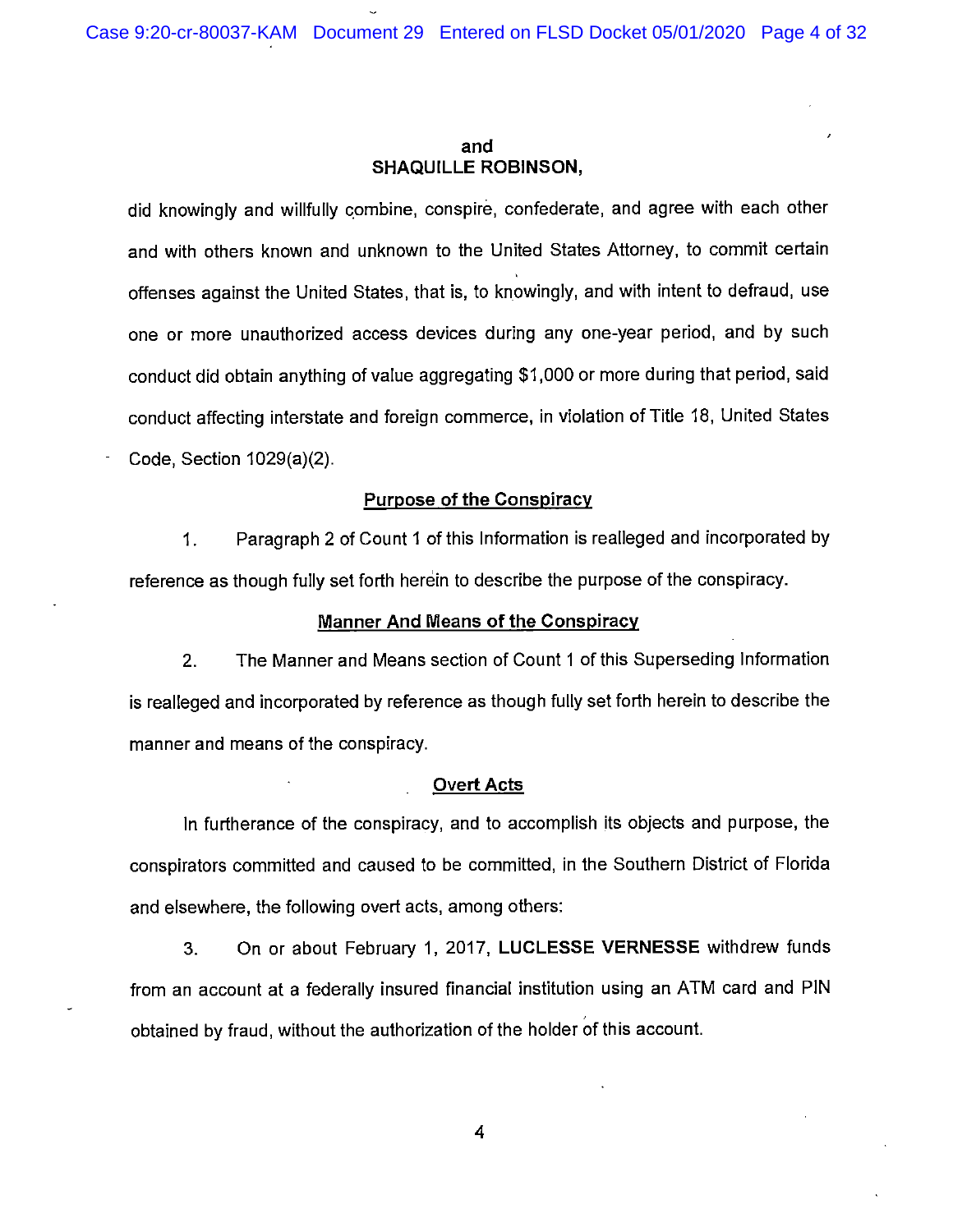and
**SHAQUILLE ROBINSON,**

did knowingly and willfully combine, conspire, confederate, and agree with each other and with others known and unknown to the United States Attorney, to commit certain offenses against the United States, that is, to knowingly, and with intent to defraud, use one or more unauthorized access devices during any one-year period, and by such conduct did obtain anything of value aggregating $1,000 or more during that period, said conduct affecting interstate and foreign commerce, in violation of Title 18, United States Code, Section 1029(a)(2).

**Purpose of the Conspiracy**

1. Paragraph 2 of Count 1 of this Information is realleged and incorporated by reference as though fully set forth herein to describe the purpose of the conspiracy.

**Manner And Means of the Conspiracy**

2. The Manner and Means section of Count 1 of this Superseding Information is realleged and incorporated by reference as though fully set forth herein to describe the manner and means of the conspiracy.

**Overt Acts**

In furtherance of the conspiracy, and to accomplish its objects and purpose, the conspirators committed and caused to be committed, in the Southern District of Florida and elsewhere, the following overt acts, among others:

3. On or about February 1, 2017, **LUCLESSE VERNESSE** withdrew funds from an account at a federally insured financial institution using an ATM card and PIN obtained by fraud, without the authorization of the holder of this account.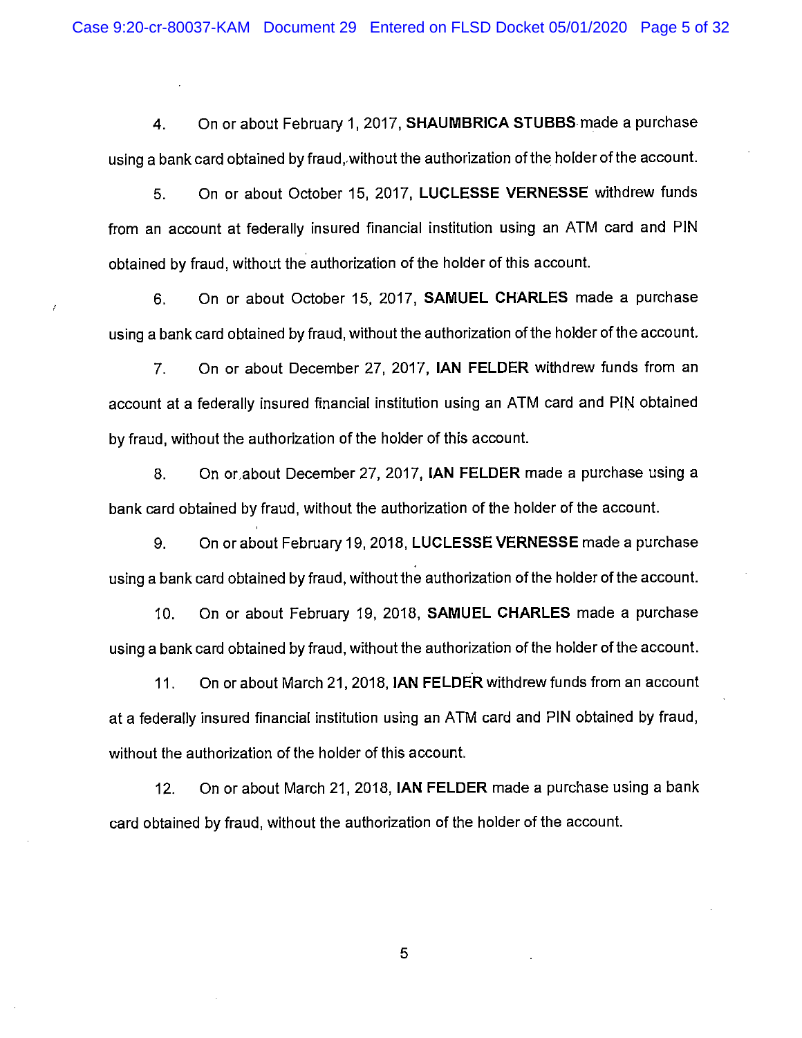4. On or about February 1, 2017, **SHAUMBRICA STUBBS** made a purchase using a bank card obtained by fraud, without the authorization of the holder of the account.

5. On or about October 15, 2017, **LUCLESSE VERNESSE** withdrew funds from an account at federally insured financial institution using an ATM card and PIN obtained by fraud, without the authorization of the holder of this account.

6. On or about October 15, 2017, **SAMUEL CHARLES** made a purchase using a bank card obtained by fraud, without the authorization of the holder of the account.

7. On or about December 27, 2017, **IAN FELDER** withdrew funds from an account at a federally insured financial institution using an ATM card and PIN obtained by fraud, without the authorization of the holder of this account.

8. On or about December 27, 2017, **IAN FELDER** made a purchase using a bank card obtained by fraud, without the authorization of the holder of the account.

9. On or about February 19, 2018, **LUCLESSE VERNESSE** made a purchase using a bank card obtained by fraud, without the authorization of the holder of the account.

10. On or about February 19, 2018, **SAMUEL CHARLES** made a purchase using a bank card obtained by fraud, without the authorization of the holder of the account.

11. On or about March 21, 2018, **IAN FELDER** withdrew funds from an account at a federally insured financial institution using an ATM card and PIN obtained by fraud, without the authorization of the holder of this account.

12. On or about March 21, 2018, **IAN FELDER** made a purchase using a bank card obtained by fraud, without the authorization of the holder of the account.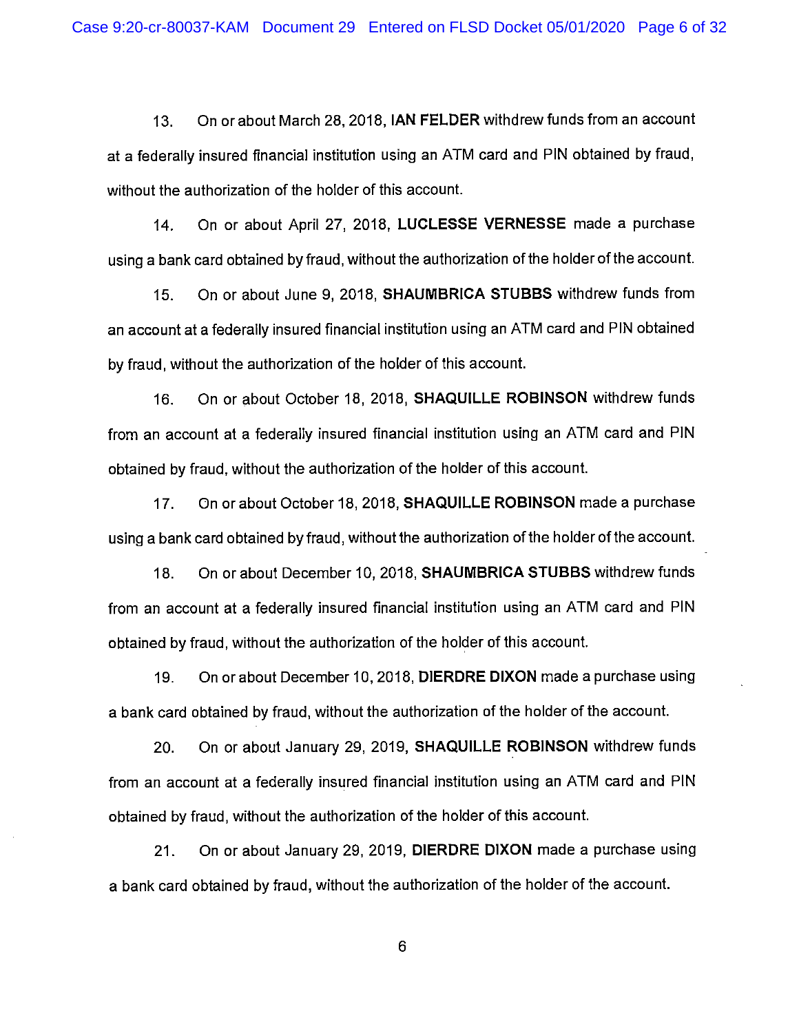13. On or about March 28, 2018, **IAN FELDER** withdrew funds from an account at a federally insured financial institution using an ATM card and PIN obtained by fraud, without the authorization of the holder of this account.

14. On or about April 27, 2018, **LUCLESSE VERNESSE** made a purchase using a bank card obtained by fraud, without the authorization of the holder of the account.

15. On or about June 9, 2018, **SHAUMBRICA STUBBS** withdrew funds from an account at a federally insured financial institution using an ATM card and PIN obtained by fraud, without the authorization of the holder of this account.

16. On or about October 18, 2018, **SHAQUILLE ROBINSON** withdrew funds from an account at a federally insured financial institution using an ATM card and PIN obtained by fraud, without the authorization of the holder of this account.

17. On or about October 18, 2018, **SHAQUILLE ROBINSON** made a purchase using a bank card obtained by fraud, without the authorization of the holder of the account.

18. On or about December 10, 2018, **SHAUMBRICA STUBBS** withdrew funds from an account at a federally insured financial institution using an ATM card and PIN obtained by fraud, without the authorization of the holder of this account.

19. On or about December 10, 2018, **DIERDRE DIXON** made a purchase using a bank card obtained by fraud, without the authorization of the holder of the account.

20. On or about January 29, 2019, **SHAQUILLE ROBINSON** withdrew funds from an account at a federally insured financial institution using an ATM card and PIN obtained by fraud, without the authorization of the holder of this account.

21. On or about January 29, 2019, **DIERDRE DIXON** made a purchase using a bank card obtained by fraud, without the authorization of the holder of the account.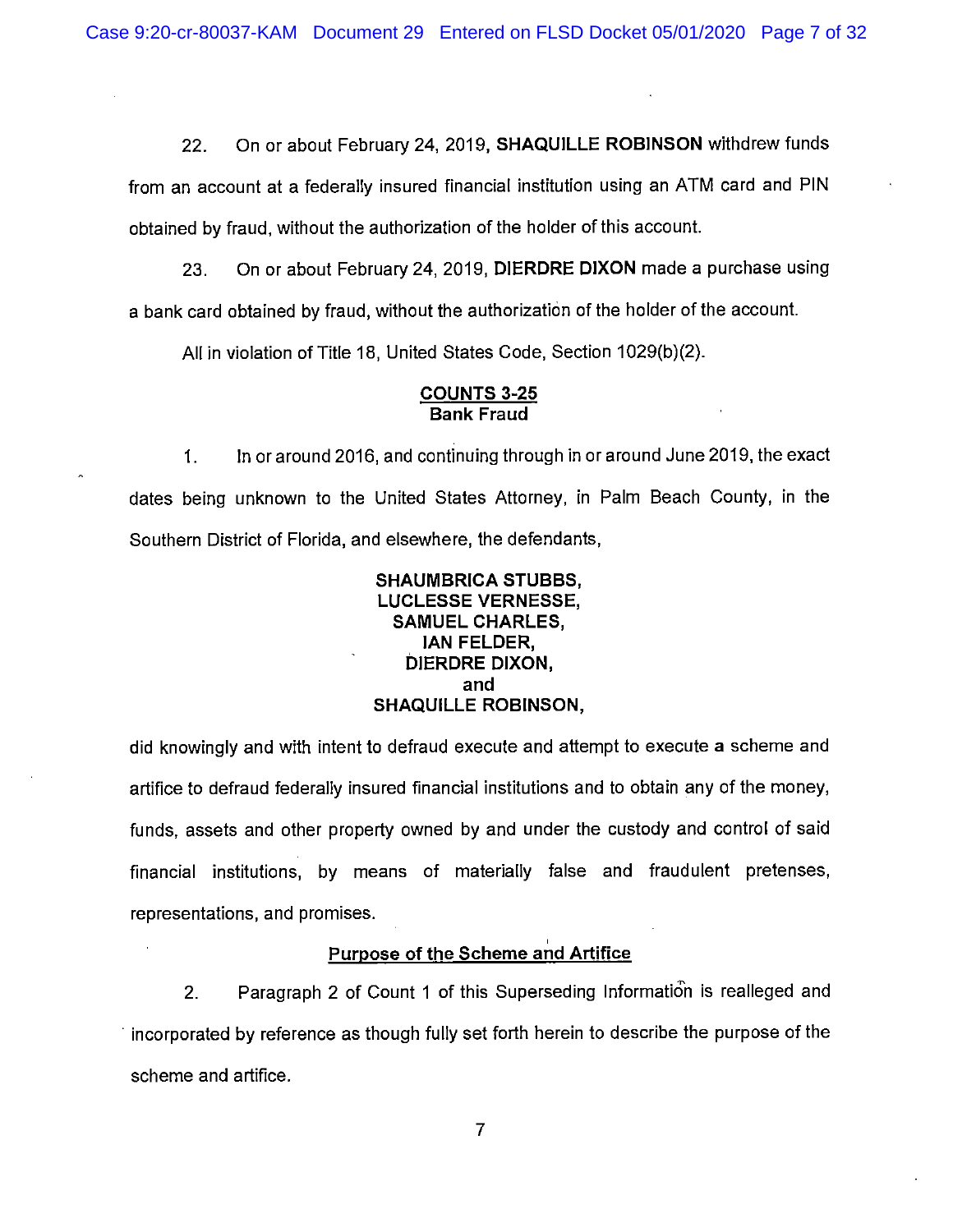22. On or about February 24, 2019, **SHAQUILLE ROBINSON** withdrew funds from an account at a federally insured financial institution using an ATM card and PIN obtained by fraud, without the authorization of the holder of this account.

23. On or about February 24, 2019, **DIERDRE DIXON** made a purchase using a bank card obtained by fraud, without the authorization of the holder of the account.

All in violation of Title 18, United States Code, Section 1029(b)(2).

## COUNTS 3-25
## Bank Fraud

1. In or around 2016, and continuing through in or around June 2019, the exact dates being unknown to the United States Attorney, in Palm Beach County, in the Southern District of Florida, and elsewhere, the defendants,

**SHAUMBRICA STUBBS,**
**LUCLESSE VERNESSE,**
**SAMUEL CHARLES,**
**IAN FELDER,**
**DIERDRE DIXON,**
**and**
**SHAQUILLE ROBINSON,**

did knowingly and with intent to defraud execute and attempt to execute **a** scheme and artifice to defraud federally insured financial institutions and to obtain any of the money, funds, assets and other property owned by and under the custody and control of said financial institutions, by means of materially false and fraudulent pretenses, representations, and promises.

### Purpose of the Scheme and Artifice

2. Paragraph 2 of Count 1 of this Superseding Information is realleged and incorporated by reference as though fully set forth herein to describe the purpose of the scheme and artifice.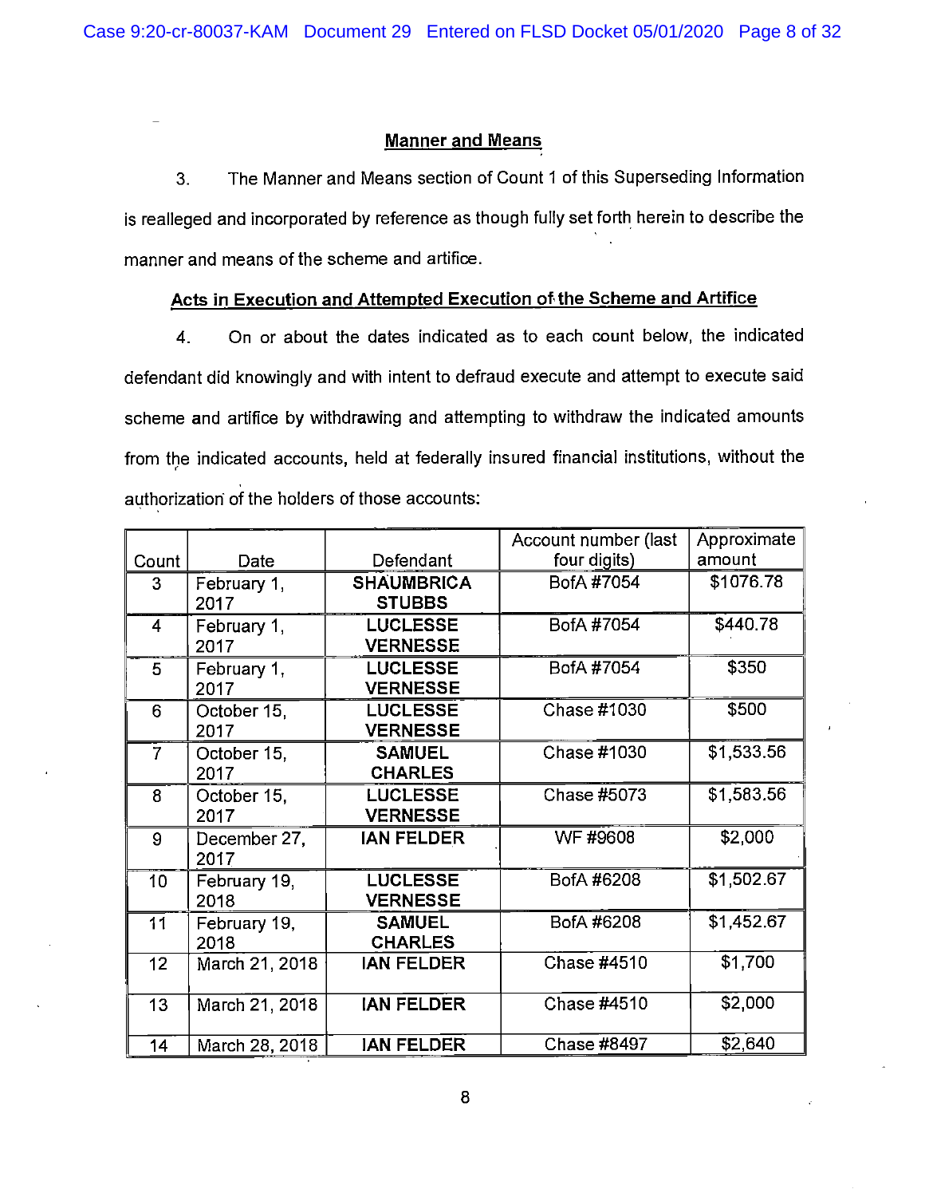## Manner and Means

3. The Manner and Means section of Count 1 of this Superseding Information is realleged and incorporated by reference as though fully set forth herein to describe the manner and means of the scheme and artifice.

## Acts in Execution and Attempted Execution of the Scheme and Artifice

4. On or about the dates indicated as to each count below, the indicated defendant did knowingly and with intent to defraud execute and attempt to execute said scheme and artifice by withdrawing and attempting to withdraw the indicated amounts from the indicated accounts, held at federally insured financial institutions, without the authorization of the holders of those accounts:

| Count | Date | Defendant | Account number (last four digits) | Approximate amount |
|---|---|---|---|---|
| 3 | February 1, 2017 | **SHAUMBRICA STUBBS** | BofA #7054 | $1076.78 |
| 4 | February 1, 2017 | **LUCLESSE VERNESSE** | BofA #7054 | $440.78 |
| 5 | February 1, 2017 | **LUCLESSE VERNESSE** | BofA #7054 | $350 |
| 6 | October 15, 2017 | **LUCLESSE VERNESSE** | Chase #1030 | $500 |
| 7 | October 15, 2017 | **SAMUEL CHARLES** | Chase #1030 | $1,533.56 |
| 8 | October 15, 2017 | **LUCLESSE VERNESSE** | Chase #5073 | $1,583.56 |
| 9 | December 27, 2017 | **IAN FELDER** | WF #9608 | $2,000 |
| 10 | February 19, 2018 | **LUCLESSE VERNESSE** | BofA #6208 | $1,502.67 |
| 11 | February 19, 2018 | **SAMUEL CHARLES** | BofA #6208 | $1,452.67 |
| 12 | March 21, 2018 | **IAN FELDER** | Chase #4510 | $1,700 |
| 13 | March 21, 2018 | **IAN FELDER** | Chase #4510 | $2,000 |
| 14 | March 28, 2018 | **IAN FELDER** | Chase #8497 | $2,640 |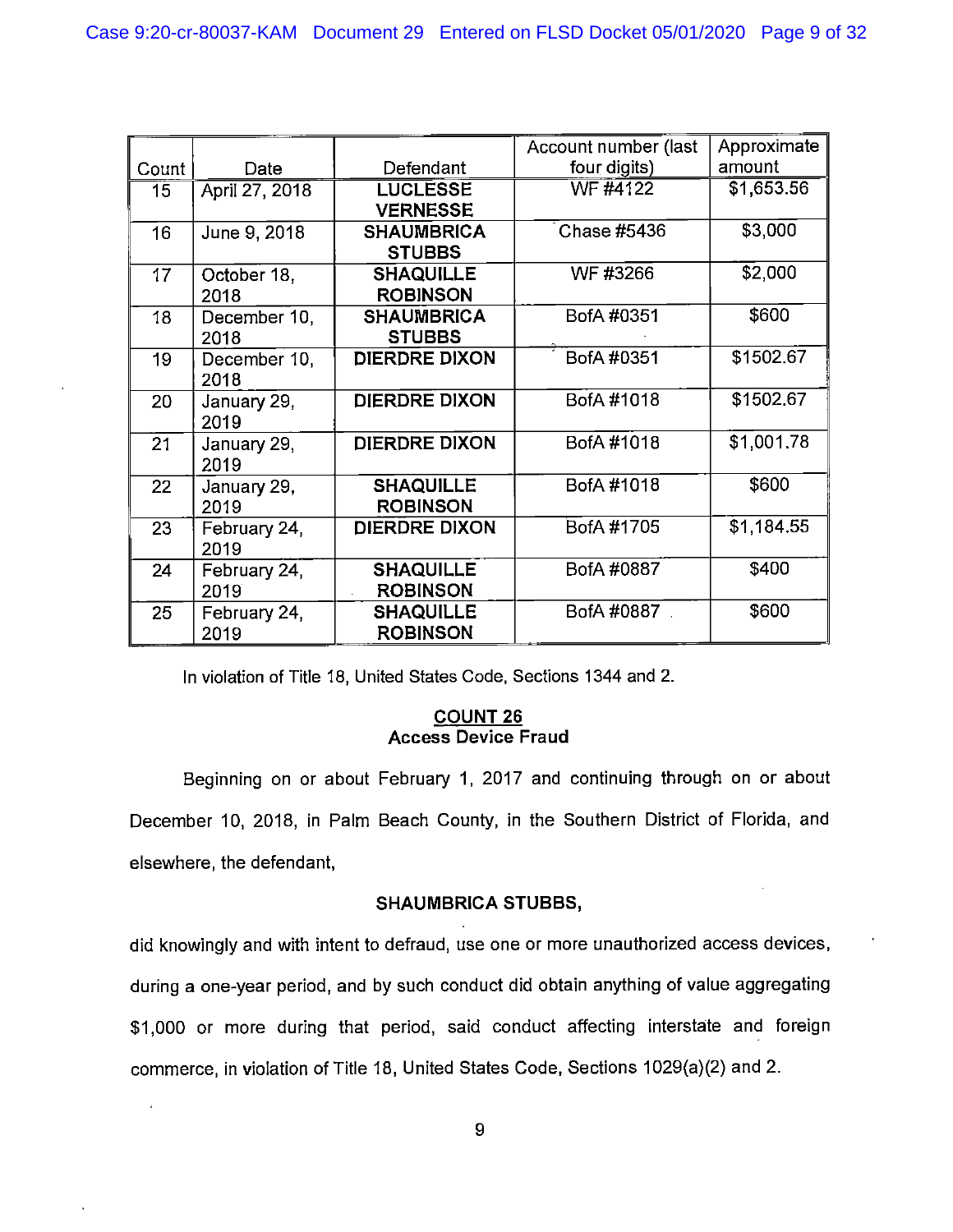| Count | Date | Defendant | Account number (last four digits) | Approximate amount |
|---|---|---|---|---|
| 15 | April 27, 2018 | **LUCLESSE VERNESSE** | WF #4122 | $1,653.56 |
| 16 | June 9, 2018 | **SHAUMBRICA STUBBS** | Chase #5436 | $3,000 |
| 17 | October 18, 2018 | **SHAQUILLE ROBINSON** | WF #3266 | $2,000 |
| 18 | December 10, 2018 | **SHAUMBRICA STUBBS** | BofA #0351 | $600 |
| 19 | December 10, 2018 | **DIERDRE DIXON** | BofA #0351 | $1502.67 |
| 20 | January 29, 2019 | **DIERDRE DIXON** | BofA #1018 | $1502.67 |
| 21 | January 29, 2019 | **DIERDRE DIXON** | BofA #1018 | $1,001.78 |
| 22 | January 29, 2019 | **SHAQUILLE ROBINSON** | BofA #1018 | $600 |
| 23 | February 24, 2019 | **DIERDRE DIXON** | BofA #1705 | $1,184.55 |
| 24 | February 24, 2019 | **SHAQUILLE ROBINSON** | BofA #0887 | $400 |
| 25 | February 24, 2019 | **SHAQUILLE ROBINSON** | BofA #0887 | $600 |

In violation of Title 18, United States Code, Sections 1344 and 2.

**COUNT 26**
**Access Device Fraud**

Beginning on or about February 1, 2017 and continuing through on or about December 10, 2018, in Palm Beach County, in the Southern District of Florida, and elsewhere, the defendant,

**SHAUMBRICA STUBBS,**

did knowingly and with intent to defraud, use one or more unauthorized access devices, during a one-year period, and by such conduct did obtain anything of value aggregating $1,000 or more during that period, said conduct affecting interstate and foreign commerce, in violation of Title 18, United States Code, Sections 1029(a)(2) and 2.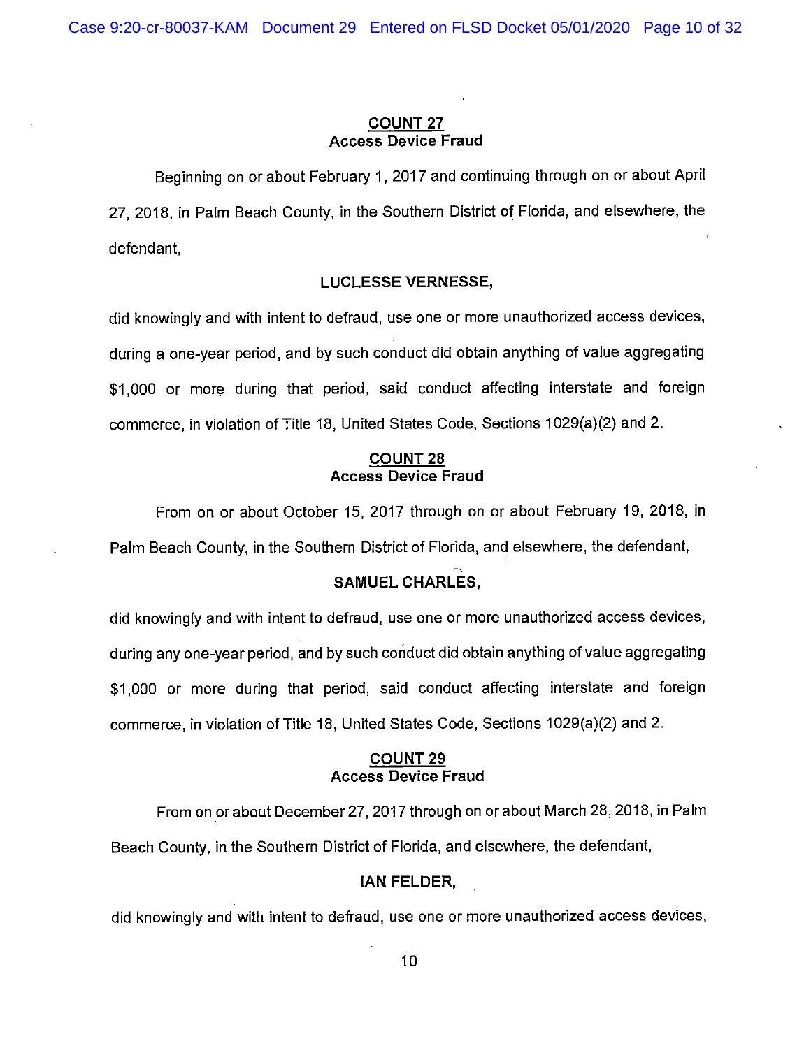**COUNT 27**
**Access Device Fraud**

Beginning on or about February 1, 2017 and continuing through on or about April 27, 2018, in Palm Beach County, in the Southern District of Florida, and elsewhere, the defendant,

**LUCLESSE VERNESSE,**

did knowingly and with intent to defraud, use one or more unauthorized access devices, during a one-year period, and by such conduct did obtain anything of value aggregating $1,000 or more during that period, said conduct affecting interstate and foreign commerce, in violation of Title 18, United States Code, Sections 1029(a)(2) and 2.

**COUNT 28**
**Access Device Fraud**

From on or about October 15, 2017 through on or about February 19, 2018, in Palm Beach County, in the Southern District of Florida, and elsewhere, the defendant,

**SAMUEL CHARLES,**

did knowingly and with intent to defraud, use one or more unauthorized access devices, during any one-year period, and by such conduct did obtain anything of value aggregating $1,000 or more during that period, said conduct affecting interstate and foreign commerce, in violation of Title 18, United States Code, Sections 1029(a)(2) and 2.

**COUNT 29**
**Access Device Fraud**

From on or about December 27, 2017 through on or about March 28, 2018, in Palm Beach County, in the Southern District of Florida, and elsewhere, the defendant,

**IAN FELDER,**

did knowingly and with intent to defraud, use one or more unauthorized access devices,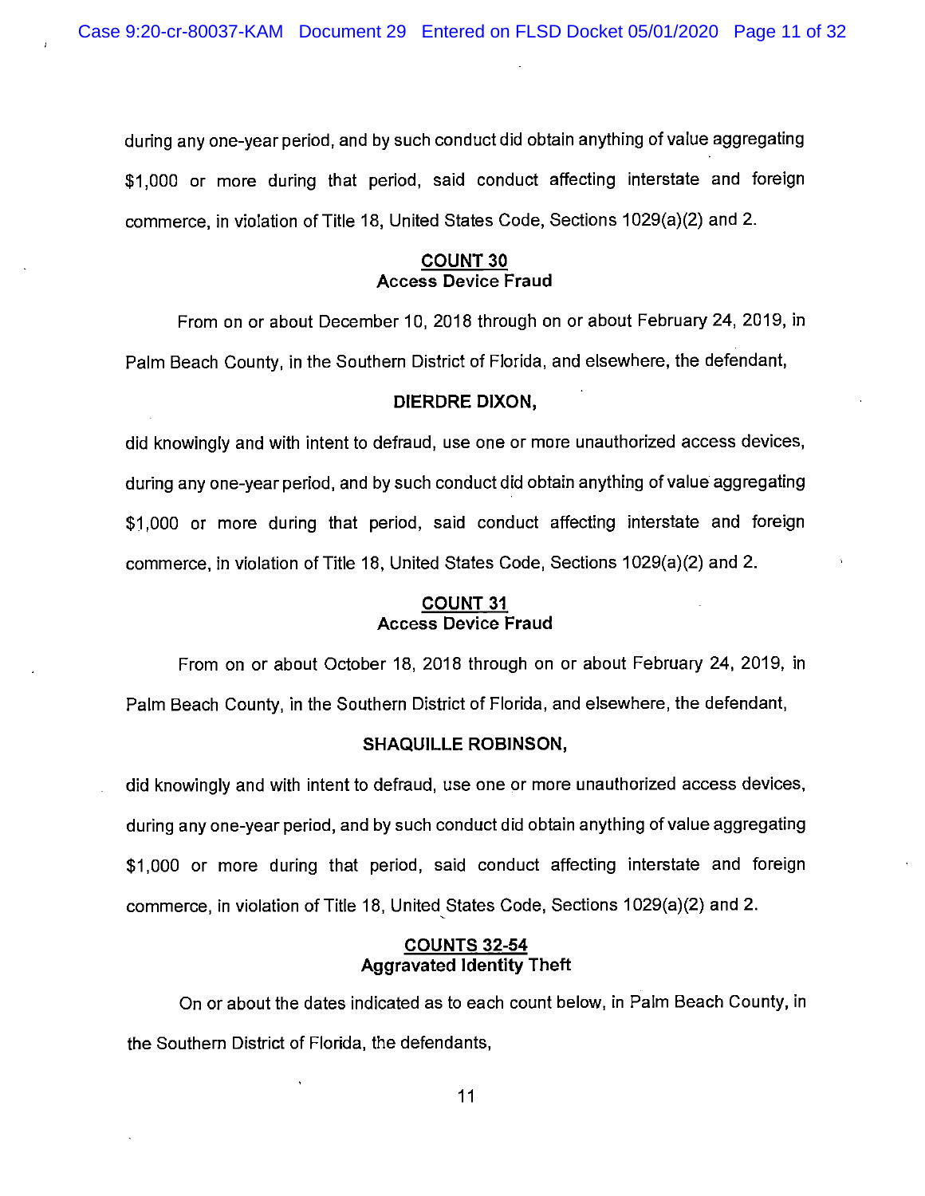during any one-year period, and by such conduct did obtain anything of value aggregating $1,000 or more during that period, said conduct affecting interstate and foreign commerce, in violation of Title 18, United States Code, Sections 1029(a)(2) and 2.

**COUNT 30**
**Access Device Fraud**

From on or about December 10, 2018 through on or about February 24, 2019, in Palm Beach County, in the Southern District of Florida, and elsewhere, the defendant,

**DIERDRE DIXON,**

did knowingly and with intent to defraud, use one or more unauthorized access devices, during any one-year period, and by such conduct did obtain anything of value aggregating $1,000 or more during that period, said conduct affecting interstate and foreign commerce, in violation of Title 18, United States Code, Sections 1029(a)(2) and 2.

**COUNT 31**
**Access Device Fraud**

From on or about October 18, 2018 through on or about February 24, 2019, in Palm Beach County, in the Southern District of Florida, and elsewhere, the defendant,

**SHAQUILLE ROBINSON,**

did knowingly and with intent to defraud, use one or more unauthorized access devices, during any one-year period, and by such conduct did obtain anything of value aggregating $1,000 or more during that period, said conduct affecting interstate and foreign commerce, in violation of Title 18, United States Code, Sections 1029(a)(2) and 2.

**COUNTS 32-54**
**Aggravated Identity Theft**

On or about the dates indicated as to each count below, in Palm Beach County, in the Southern District of Florida, the defendants,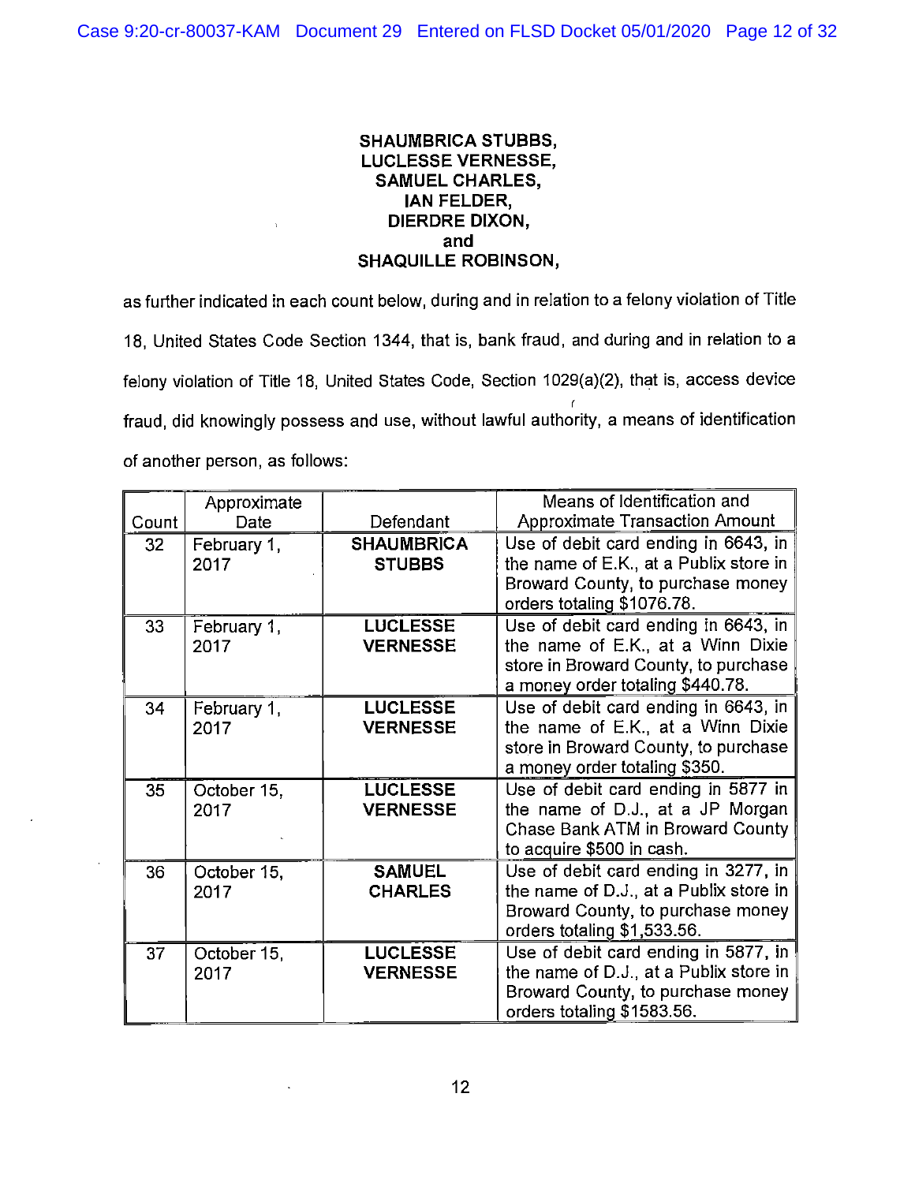**SHAUMBRICA STUBBS,**
**LUCLESSE VERNESSE,**
**SAMUEL CHARLES,**
**IAN FELDER,**
**DIERDRE DIXON,**
**and**
**SHAQUILLE ROBINSON,**

as further indicated in each count below, during and in relation to a felony violation of Title 18, United States Code Section 1344, that is, bank fraud, and during and in relation to a felony violation of Title 18, United States Code, Section 1029(a)(2), that is, access device fraud, did knowingly possess and use, without lawful authority, a means of identification of another person, as follows:

| Count | Approximate Date | Defendant | Means of Identification and Approximate Transaction Amount |
|---|---|---|---|
| 32 | February 1, 2017 | **SHAUMBRICA STUBBS** | Use of debit card ending in 6643, in the name of E.K., at a Publix store in Broward County, to purchase money orders totaling $1076.78. |
| 33 | February 1, 2017 | **LUCLESSE VERNESSE** | Use of debit card ending in 6643, in the name of E.K., at a Winn Dixie store in Broward County, to purchase a money order totaling $440.78. |
| 34 | February 1, 2017 | **LUCLESSE VERNESSE** | Use of debit card ending in 6643, in the name of E.K., at a Winn Dixie store in Broward County, to purchase a money order totaling $350. |
| 35 | October 15, 2017 | **LUCLESSE VERNESSE** | Use of debit card ending in 5877 in the name of D.J., at a JP Morgan Chase Bank ATM in Broward County to acquire $500 in cash. |
| 36 | October 15, 2017 | **SAMUEL CHARLES** | Use of debit card ending in 3277, in the name of D.J., at a Publix store in Broward County, to purchase money orders totaling $1,533.56. |
| 37 | October 15, 2017 | **LUCLESSE VERNESSE** | Use of debit card ending in 5877, in the name of D.J., at a Publix store in Broward County, to purchase money orders totaling $1583.56. |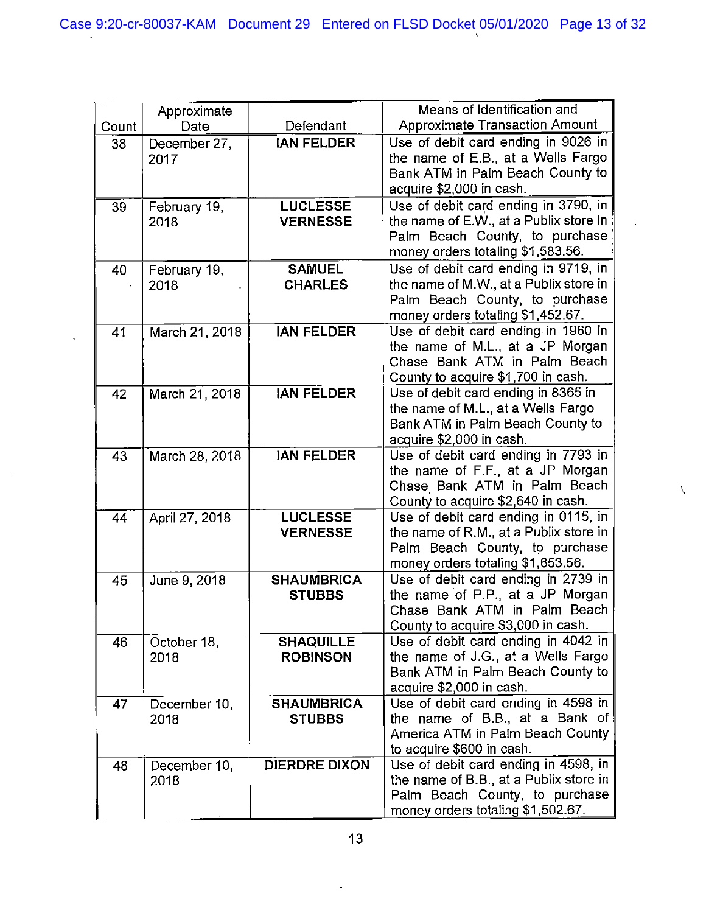| Count | Approximate Date | Defendant | Means of Identification and Approximate Transaction Amount |
|---|---|---|---|
| 38 | December 27, 2017 | **IAN FELDER** | Use of debit card ending in 9026 in the name of E.B., at a Wells Fargo Bank ATM in Palm Beach County to acquire $2,000 in cash. |
| 39 | February 19, 2018 | **LUCLESSE VERNESSE** | Use of debit card ending in 3790, in the name of E.W., at a Publix store in Palm Beach County, to purchase money orders totaling $1,583.56. |
| 40 | February 19, 2018 | **SAMUEL CHARLES** | Use of debit card ending in 9719, in the name of M.W., at a Publix store in Palm Beach County, to purchase money orders totaling $1,452.67. |
| 41 | March 21, 2018 | **IAN FELDER** | Use of debit card ending in 1960 in the name of M.L., at a JP Morgan Chase Bank ATM in Palm Beach County to acquire $1,700 in cash. |
| 42 | March 21, 2018 | **IAN FELDER** | Use of debit card ending in 8365 in the name of M.L., at a Wells Fargo Bank ATM in Palm Beach County to acquire $2,000 in cash. |
| 43 | March 28, 2018 | **IAN FELDER** | Use of debit card ending in 7793 in the name of F.F., at a JP Morgan Chase Bank ATM in Palm Beach County to acquire $2,640 in cash. |
| 44 | April 27, 2018 | **LUCLESSE VERNESSE** | Use of debit card ending in 0115, in the name of R.M., at a Publix store in Palm Beach County, to purchase money orders totaling $1,653.56. |
| 45 | June 9, 2018 | **SHAUMBRICA STUBBS** | Use of debit card ending in 2739 in the name of P.P., at a JP Morgan Chase Bank ATM in Palm Beach County to acquire $3,000 in cash. |
| 46 | October 18, 2018 | **SHAQUILLE ROBINSON** | Use of debit card ending in 4042 in the name of J.G., at a Wells Fargo Bank ATM in Palm Beach County to acquire $2,000 in cash. |
| 47 | December 10, 2018 | **SHAUMBRICA STUBBS** | Use of debit card ending in 4598 in the name of B.B., at a Bank of America ATM in Palm Beach County to acquire $600 in cash. |
| 48 | December 10, 2018 | **DIERDRE DIXON** | Use of debit card ending in 4598, in the name of B.B., at a Publix store in Palm Beach County, to purchase money orders totaling $1,502.67. |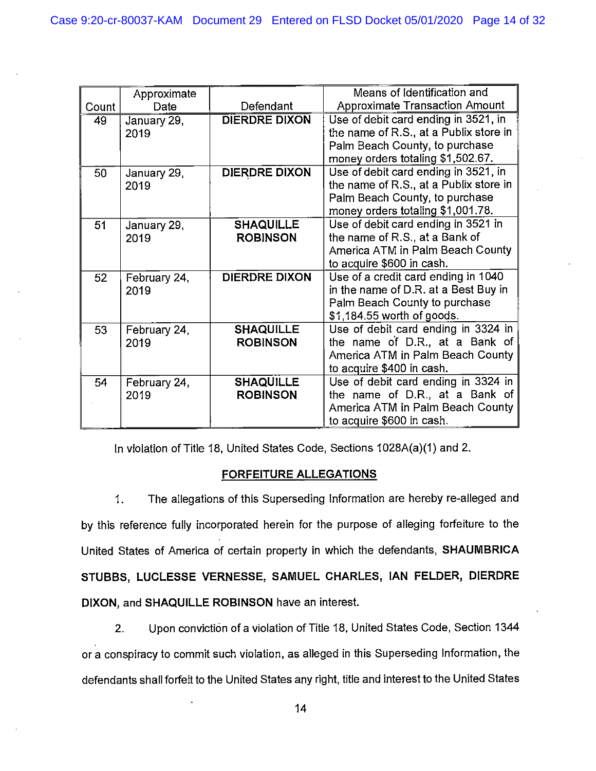| Count | Approximate Date | Defendant | Means of Identification and Approximate Transaction Amount |
|---|---|---|---|
| 49 | January 29, 2019 | **DIERDRE DIXON** | Use of debit card ending in 3521, in the name of R.S., at a Publix store in Palm Beach County, to purchase money orders totaling $1,502.67. |
| 50 | January 29, 2019 | **DIERDRE DIXON** | Use of debit card ending in 3521, in the name of R.S., at a Publix store in Palm Beach County, to purchase money orders totaling $1,001.78. |
| 51 | January 29, 2019 | **SHAQUILLE ROBINSON** | Use of debit card ending in 3521 in the name of R.S., at a Bank of America ATM in Palm Beach County to acquire $600 in cash. |
| 52 | February 24, 2019 | **DIERDRE DIXON** | Use of a credit card ending in 1040 in the name of D.R. at a Best Buy in Palm Beach County to purchase $1,184.55 worth of goods. |
| 53 | February 24, 2019 | **SHAQUILLE ROBINSON** | Use of debit card ending in 3324 in the name of D.R., at a Bank of America ATM in Palm Beach County to acquire $400 in cash. |
| 54 | February 24, 2019 | **SHAQUILLE ROBINSON** | Use of debit card ending in 3324 in the name of D.R., at a Bank of America ATM in Palm Beach County to acquire $600 in cash. |

In violation of Title 18, United States Code, Sections 1028A(a)(1) and 2.

## FORFEITURE ALLEGATIONS

1. The allegations of this Superseding Information are hereby re-alleged and by this reference fully incorporated herein for the purpose of alleging forfeiture to the United States of America of certain property in which the defendants, **SHAUMBRICA STUBBS, LUCLESSE VERNESSE, SAMUEL CHARLES, IAN FELDER, DIERDRE DIXON,** and **SHAQUILLE ROBINSON** have an interest.

2. Upon conviction of a violation of Title 18, United States Code, Section 1344 or a conspiracy to commit such violation, as alleged in this Superseding Information, the defendants shall forfeit to the United States any right, title and interest to the United States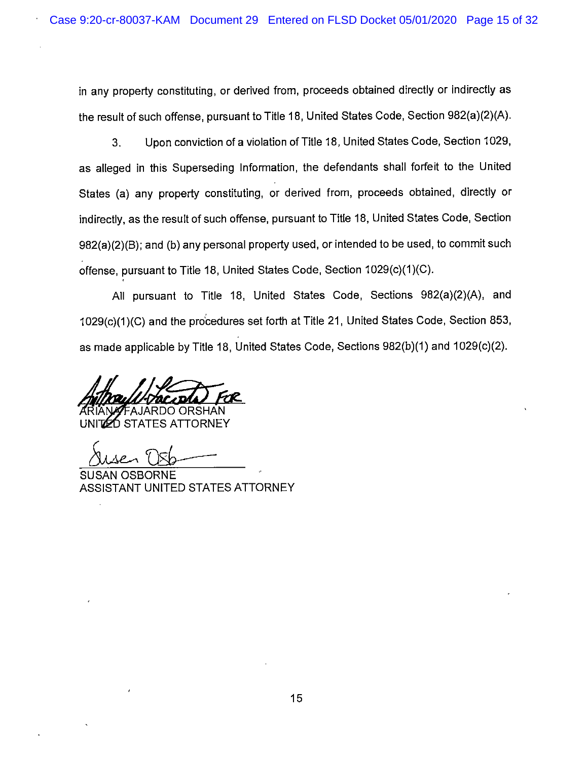in any property constituting, or derived from, proceeds obtained directly or indirectly as the result of such offense, pursuant to Title 18, United States Code, Section 982(a)(2)(A).

3. Upon conviction of a violation of Title 18, United States Code, Section 1029, as alleged in this Superseding Information, the defendants shall forfeit to the United States (a) any property constituting, or derived from, proceeds obtained, directly or indirectly, as the result of such offense, pursuant to Title 18, United States Code, Section 982(a)(2)(B); and (b) any personal property used, or intended to be used, to commit such offense, pursuant to Title 18, United States Code, Section 1029(c)(1)(C).

All pursuant to Title 18, United States Code, Sections 982(a)(2)(A), and 1029(c)(1)(C) and the procedures set forth at Title 21, United States Code, Section 853, as made applicable by Title 18, United States Code, Sections 982(b)(1) and 1029(c)(2).

[Signature] FOR
ARIANA FAJARDO ORSHAN
UNITED STATES ATTORNEY

[Signature]
SUSAN OSBORNE
ASSISTANT UNITED STATES ATTORNEY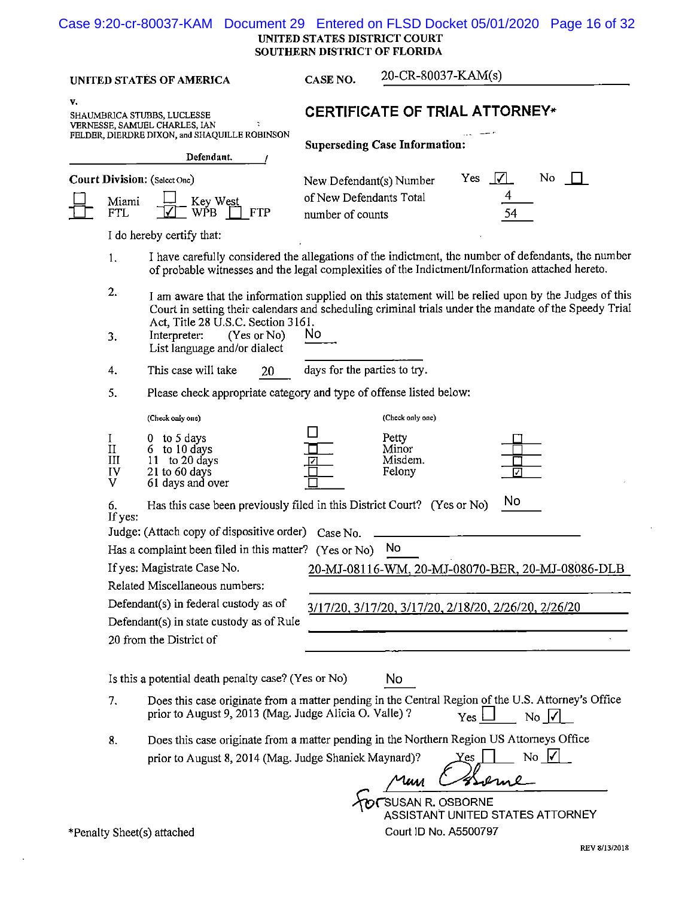UNITED STATES DISTRICT COURT
SOUTHERN DISTRICT OF FLORIDA

**UNITED STATES OF AMERICA**

v.

SHAUMBRICA STUBBS, LUCLESSE VERNESSE, SAMUEL CHARLES, IAN FELDER, DIERDRE DIXON, and SHAQUILLE ROBINSON

Defendant. /

**CASE NO.** 20-CR-80037-KAM(s)

## CERTIFICATE OF TRIAL ATTORNEY*

**Superseding Case Information:**

New Defendant(s) Yes ☑ No ☐
Number of New Defendants 4
Total number of counts 54

**Court Division:** (Select One)

☐ Miami ☐ Key West
☐ FTL ☑ WPB ☐ FTP

I do hereby certify that:

1. I have carefully considered the allegations of the indictment, the number of defendants, the number of probable witnesses and the legal complexities of the Indictment/Information attached hereto.
2. I am aware that the information supplied on this statement will be relied upon by the Judges of this Court in setting their calendars and scheduling criminal trials under the mandate of the Speedy Trial Act, Title 28 U.S.C. Section 3161.
3. Interpreter: (Yes or No) No
   List language and/or dialect
4. This case will take 20 days for the parties to try.
5. Please check appropriate category and type of offense listed below:

| (Check only one) | | | (Check only one) | |
|---|---|---|---|---|
| I | 0 to 5 days | ☐ | Petty | ☐ |
| II | 6 to 10 days | ☐ | Minor | ☐ |
| III | 11 to 20 days | ☑ | Misdem. | ☐ |
| IV | 21 to 60 days | ☐ | Felony | ☑ |
| V | 61 days and over | ☐ | | |

6. Has this case been previously filed in this District Court? (Yes or No) No

If yes:
Judge: (Attach copy of dispositive order) Case No.
Has a complaint been filed in this matter? (Yes or No) No
If yes: Magistrate Case No. 20-MJ-08116-WM, 20-MJ-08070-BER, 20-MJ-08086-DLB
Related Miscellaneous numbers:
Defendant(s) in federal custody as of 3/17/20, 3/17/20, 3/17/20, 2/18/20, 2/26/20, 2/26/20
Defendant(s) in state custody as of Rule 20 from the District of

Is this a potential death penalty case? (Yes or No) No

7. Does this case originate from a matter pending in the Central Region of the U.S. Attorney's Office prior to August 9, 2013 (Mag. Judge Alicia O. Valle)? Yes ☐ No ☑
8. Does this case originate from a matter pending in the Northern Region US Attorneys Office prior to August 8, 2014 (Mag. Judge Shaniek Maynard)? Yes ☐ No ☑

for SUSAN R. OSBORNE
ASSISTANT UNITED STATES ATTORNEY
Court ID No. A5500797

*Penalty Sheet(s) attached

REV 8/13/2018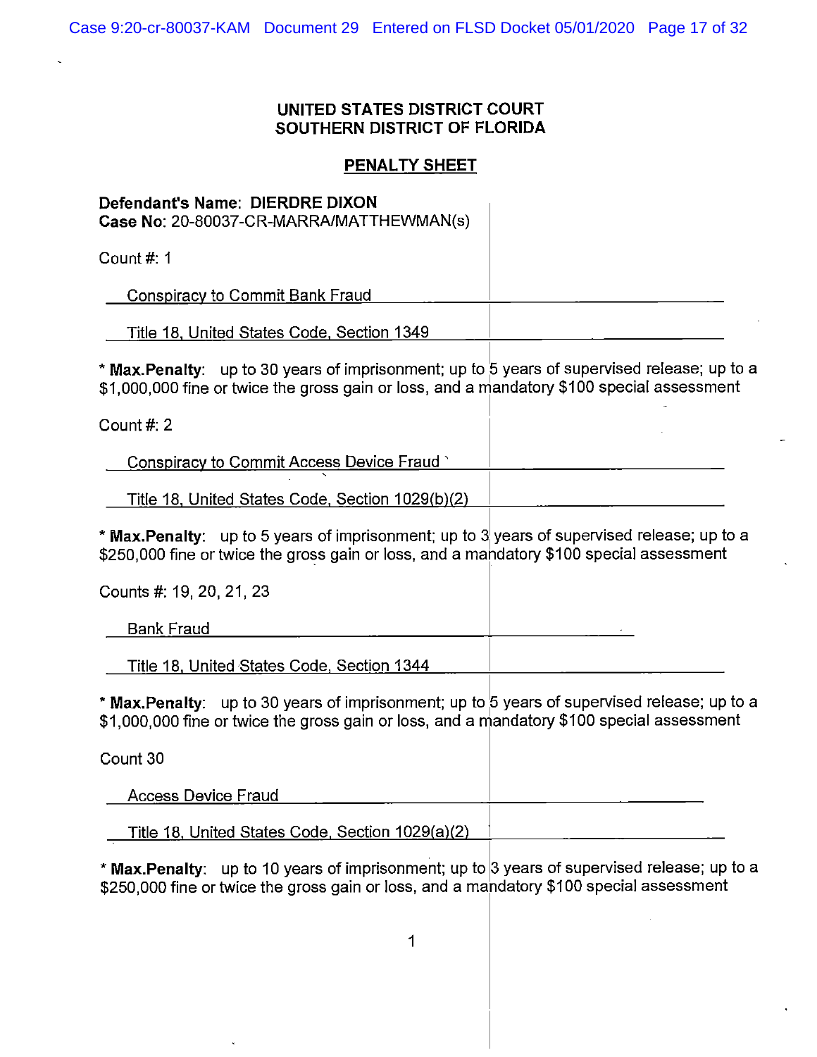**UNITED STATES DISTRICT COURT**
**SOUTHERN DISTRICT OF FLORIDA**

**PENALTY SHEET**

**Defendant's Name: DIERDRE DIXON**
**Case No**: 20-80037-CR-MARRA/MATTHEWMAN(s)

Count #: 1

Conspiracy to Commit Bank Fraud

Title 18, United States Code, Section 1349

* **Max.Penalty**: up to 30 years of imprisonment; up to 5 years of supervised release; up to a $1,000,000 fine or twice the gross gain or loss, and a mandatory $100 special assessment

Count #: 2

Conspiracy to Commit Access Device Fraud

Title 18, United States Code, Section 1029(b)(2)

* **Max.Penalty**: up to 5 years of imprisonment; up to 3 years of supervised release; up to a $250,000 fine or twice the gross gain or loss, and a mandatory $100 special assessment

Counts #: 19, 20, 21, 23

Bank Fraud

Title 18, United States Code, Section 1344

* **Max.Penalty**: up to 30 years of imprisonment; up to 5 years of supervised release; up to a $1,000,000 fine or twice the gross gain or loss, and a mandatory $100 special assessment

Count 30

Access Device Fraud

Title 18, United States Code, Section 1029(a)(2)

* **Max.Penalty**: up to 10 years of imprisonment; up to 3 years of supervised release; up to a $250,000 fine or twice the gross gain or loss, and a mandatory $100 special assessment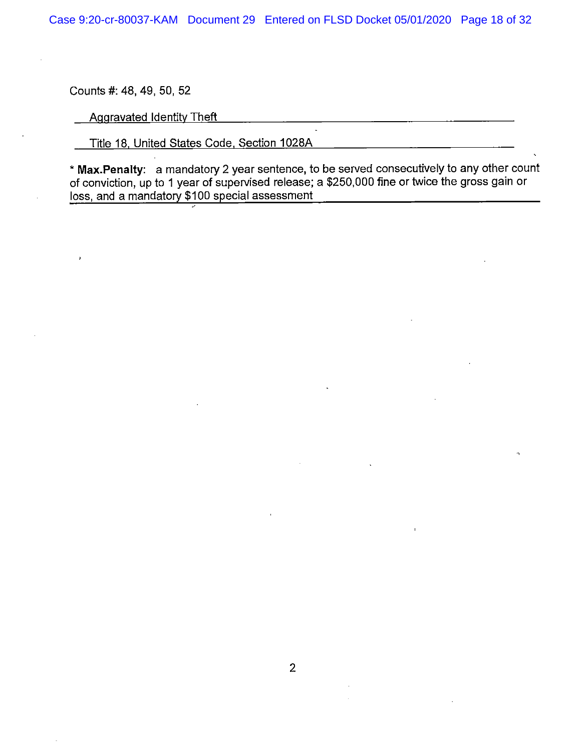Counts #: 48, 49, 50, 52

Aggravated Identity Theft

Title 18, United States Code, Section 1028A

* **Max.Penalty**: a mandatory 2 year sentence, to be served consecutively to any other count of conviction, up to 1 year of supervised release; a $250,000 fine or twice the gross gain or loss, and a mandatory $100 special assessment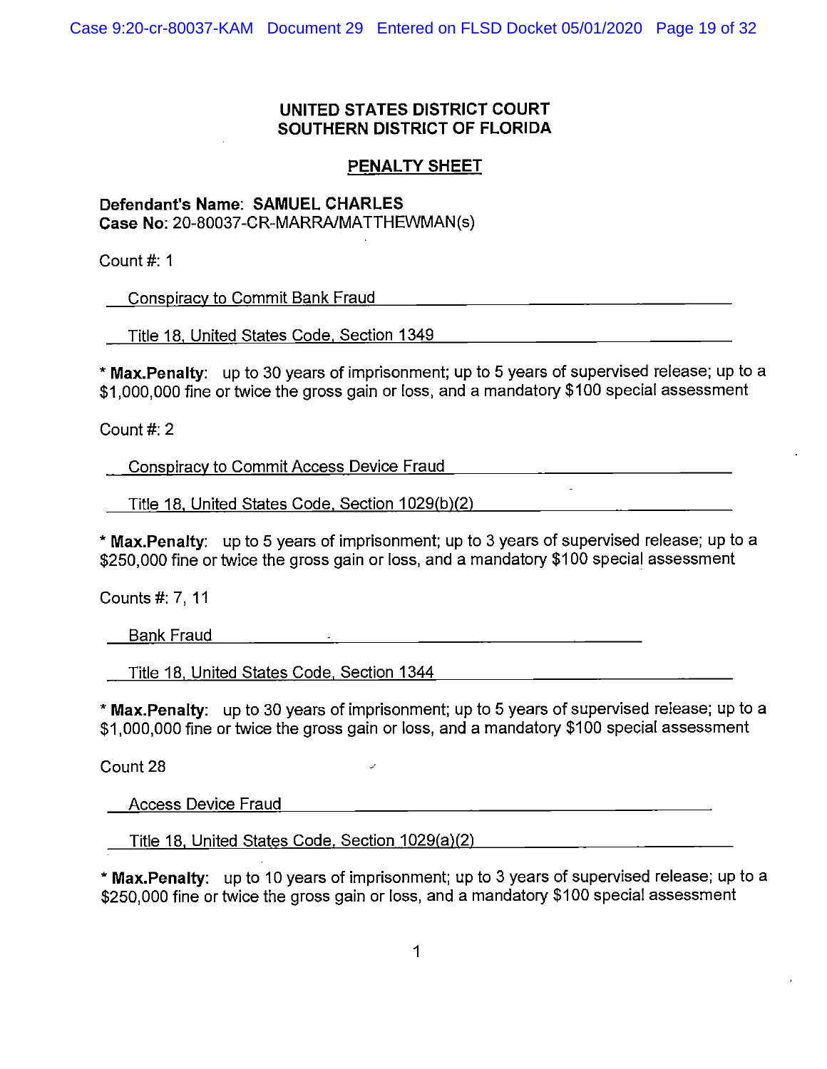# UNITED STATES DISTRICT COURT
# SOUTHERN DISTRICT OF FLORIDA

## PENALTY SHEET

**Defendant's Name**: **SAMUEL CHARLES**
**Case No**: 20-80037-CR-MARRA/MATTHEWMAN(s)

Count #: 1

Conspiracy to Commit Bank Fraud

Title 18, United States Code, Section 1349

* **Max.Penalty**: up to 30 years of imprisonment; up to 5 years of supervised release; up to a $1,000,000 fine or twice the gross gain or loss, and a mandatory $100 special assessment

Count #: 2

Conspiracy to Commit Access Device Fraud

Title 18, United States Code, Section 1029(b)(2)

* **Max.Penalty**: up to 5 years of imprisonment; up to 3 years of supervised release; up to a $250,000 fine or twice the gross gain or loss, and a mandatory $100 special assessment

Counts #: 7, 11

Bank Fraud

Title 18, United States Code, Section 1344

* **Max.Penalty**: up to 30 years of imprisonment; up to 5 years of supervised release; up to a $1,000,000 fine or twice the gross gain or loss, and a mandatory $100 special assessment

Count 28

Access Device Fraud

Title 18, United States Code, Section 1029(a)(2)

* **Max.Penalty**: up to 10 years of imprisonment; up to 3 years of supervised release; up to a $250,000 fine or twice the gross gain or loss, and a mandatory $100 special assessment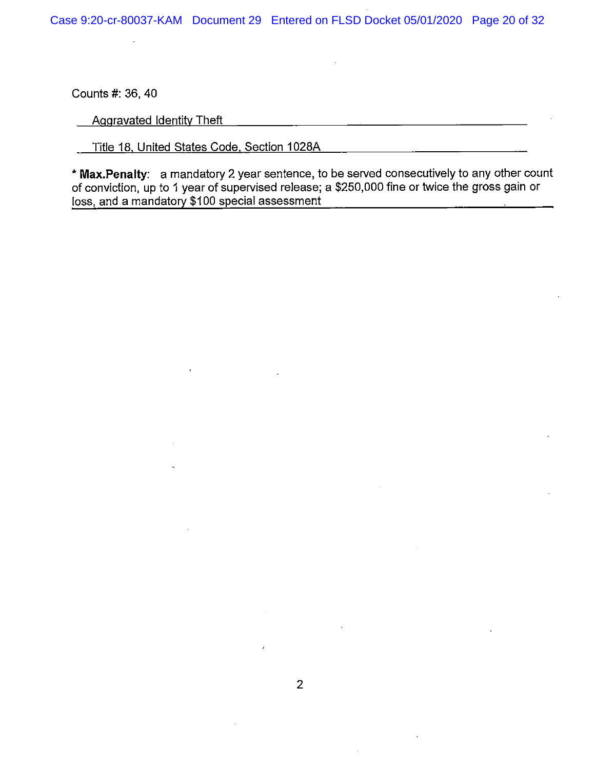Counts #: 36, 40

Aggravated Identity Theft

Title 18, United States Code, Section 1028A

* **Max.Penalty**: a mandatory 2 year sentence, to be served consecutively to any other count of conviction, up to 1 year of supervised release; a $250,000 fine or twice the gross gain or loss, and a mandatory $100 special assessment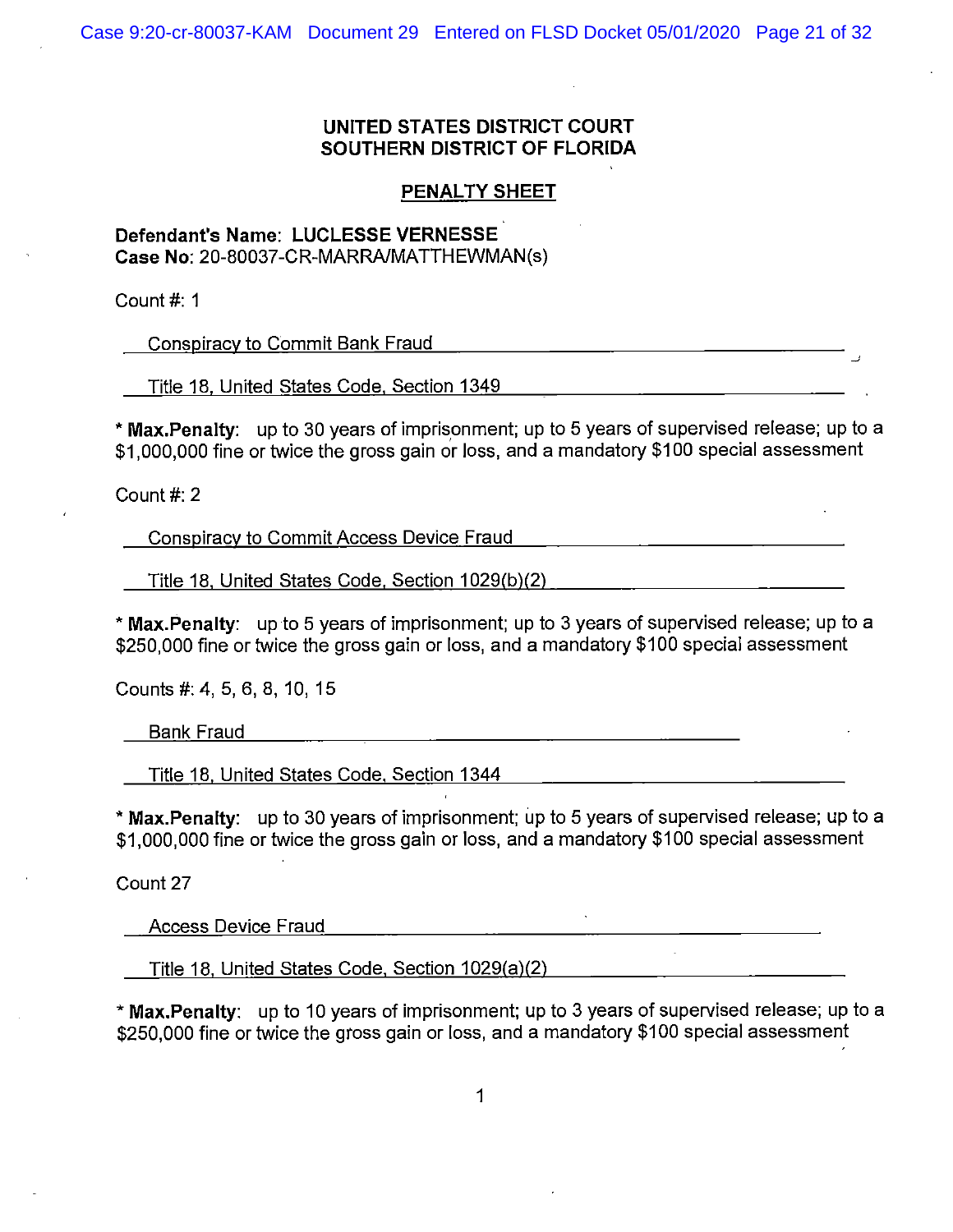# UNITED STATES DISTRICT COURT
# SOUTHERN DISTRICT OF FLORIDA

## PENALTY SHEET

**Defendant's Name: LUCLESSE VERNESSE**
**Case No**: 20-80037-CR-MARRA/MATTHEWMAN(s)

Count #: 1

Conspiracy to Commit Bank Fraud

Title 18, United States Code, Section 1349

*** Max.Penalty**: up to 30 years of imprisonment; up to 5 years of supervised release; up to a $1,000,000 fine or twice the gross gain or loss, and a mandatory $100 special assessment

Count #: 2

Conspiracy to Commit Access Device Fraud

Title 18, United States Code, Section 1029(b)(2)

*** Max.Penalty**: up to 5 years of imprisonment; up to 3 years of supervised release; up to a $250,000 fine or twice the gross gain or loss, and a mandatory $100 special assessment

Counts #: 4, 5, 6, 8, 10, 15

Bank Fraud

Title 18, United States Code, Section 1344

*** Max.Penalty**: up to 30 years of imprisonment; up to 5 years of supervised release; up to a $1,000,000 fine or twice the gross gain or loss, and a mandatory $100 special assessment

Count 27

Access Device Fraud

Title 18, United States Code, Section 1029(a)(2)

*** Max.Penalty**: up to 10 years of imprisonment; up to 3 years of supervised release; up to a $250,000 fine or twice the gross gain or loss, and a mandatory $100 special assessment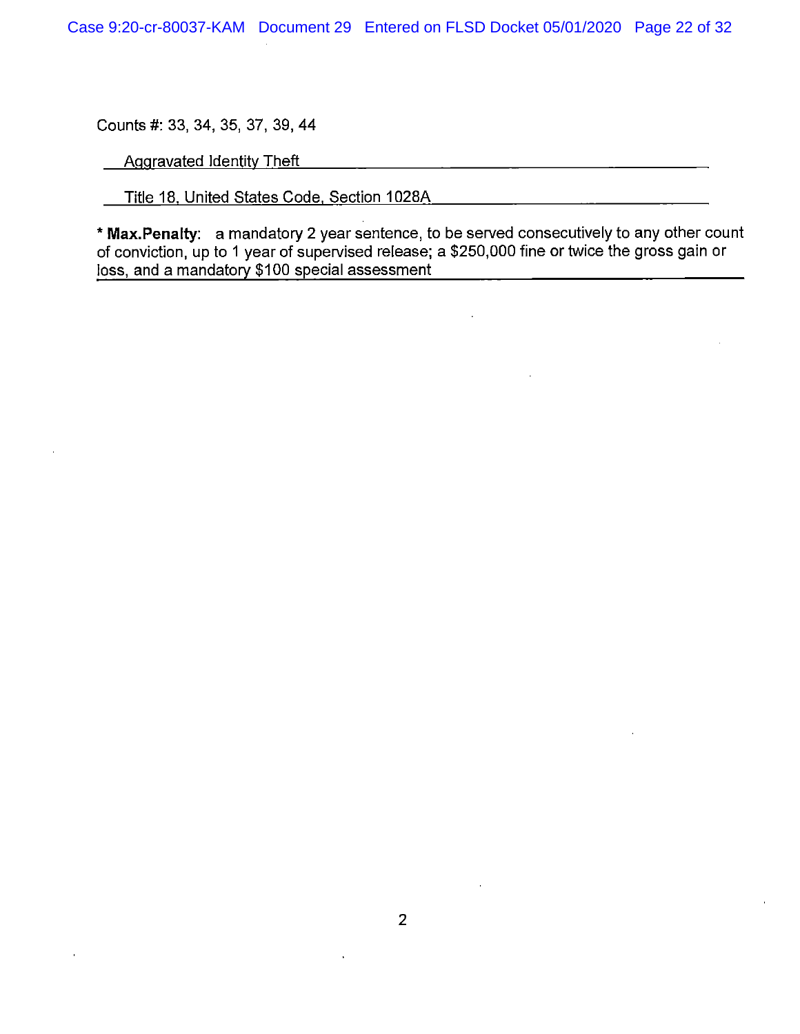Counts #: 33, 34, 35, 37, 39, 44

Aggravated Identity Theft

Title 18, United States Code, Section 1028A

**\* Max.Penalty**: a mandatory 2 year sentence, to be served consecutively to any other count of conviction, up to 1 year of supervised release; a $250,000 fine or twice the gross gain or loss, and a mandatory $100 special assessment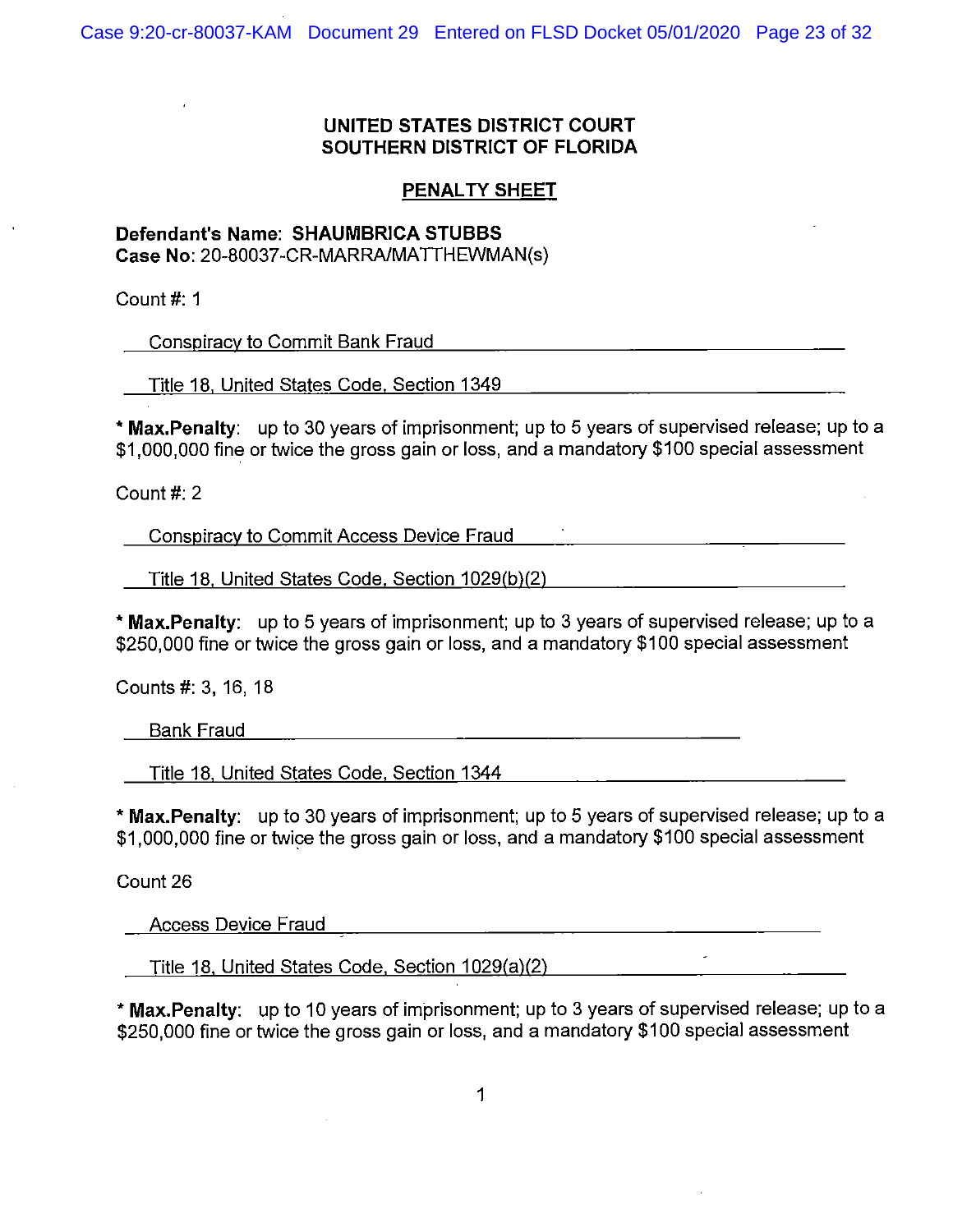# UNITED STATES DISTRICT COURT
# SOUTHERN DISTRICT OF FLORIDA

## PENALTY SHEET

**Defendant's Name: SHAUMBRICA STUBBS**
**Case No**: 20-80037-CR-MARRA/MATTHEWMAN(s)

Count #: 1

Conspiracy to Commit Bank Fraud

Title 18, United States Code, Section 1349

*** Max.Penalty**: up to 30 years of imprisonment; up to 5 years of supervised release; up to a $1,000,000 fine or twice the gross gain or loss, and a mandatory $100 special assessment

Count #: 2

Conspiracy to Commit Access Device Fraud

Title 18, United States Code, Section 1029(b)(2)

*** Max.Penalty**: up to 5 years of imprisonment; up to 3 years of supervised release; up to a $250,000 fine or twice the gross gain or loss, and a mandatory $100 special assessment

Counts #: 3, 16, 18

Bank Fraud

Title 18, United States Code, Section 1344

*** Max.Penalty**: up to 30 years of imprisonment; up to 5 years of supervised release; up to a $1,000,000 fine or twice the gross gain or loss, and a mandatory $100 special assessment

Count 26

Access Device Fraud

Title 18, United States Code, Section 1029(a)(2)

*** Max.Penalty**: up to 10 years of imprisonment; up to 3 years of supervised release; up to a $250,000 fine or twice the gross gain or loss, and a mandatory $100 special assessment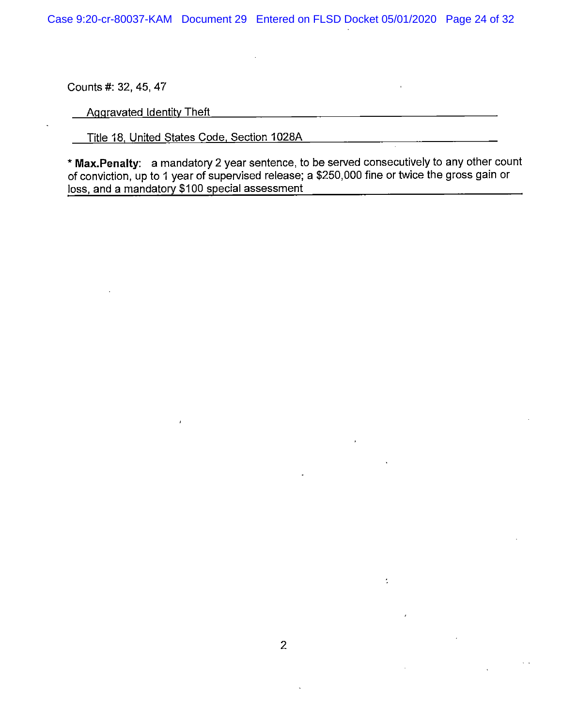Counts #: 32, 45, 47

Aggravated Identity Theft

Title 18, United States Code, Section 1028A

* **Max.Penalty**: a mandatory 2 year sentence, to be served consecutively to any other count of conviction, up to 1 year of supervised release; a $250,000 fine or twice the gross gain or loss, and a mandatory $100 special assessment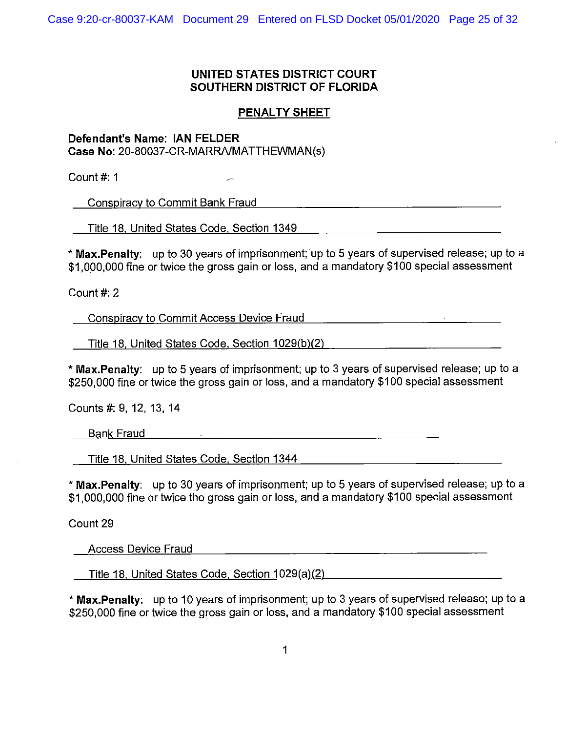# UNITED STATES DISTRICT COURT
# SOUTHERN DISTRICT OF FLORIDA

## PENALTY SHEET

**Defendant's Name: IAN FELDER**
**Case No**: 20-80037-CR-MARRA/MATTHEWMAN(s)

Count #: 1

Conspiracy to Commit Bank Fraud

Title 18, United States Code, Section 1349

* **Max.Penalty**: up to 30 years of imprisonment; up to 5 years of supervised release; up to a $1,000,000 fine or twice the gross gain or loss, and a mandatory $100 special assessment

Count #: 2

Conspiracy to Commit Access Device Fraud

Title 18, United States Code, Section 1029(b)(2)

* **Max.Penalty**: up to 5 years of imprisonment; up to 3 years of supervised release; up to a $250,000 fine or twice the gross gain or loss, and a mandatory $100 special assessment

Counts #: 9, 12, 13, 14

Bank Fraud

Title 18, United States Code, Section 1344

* **Max.Penalty**: up to 30 years of imprisonment; up to 5 years of supervised release; up to a $1,000,000 fine or twice the gross gain or loss, and a mandatory $100 special assessment

Count 29

Access Device Fraud

Title 18, United States Code, Section 1029(a)(2)

* **Max.Penalty**: up to 10 years of imprisonment; up to 3 years of supervised release; up to a $250,000 fine or twice the gross gain or loss, and a mandatory $100 special assessment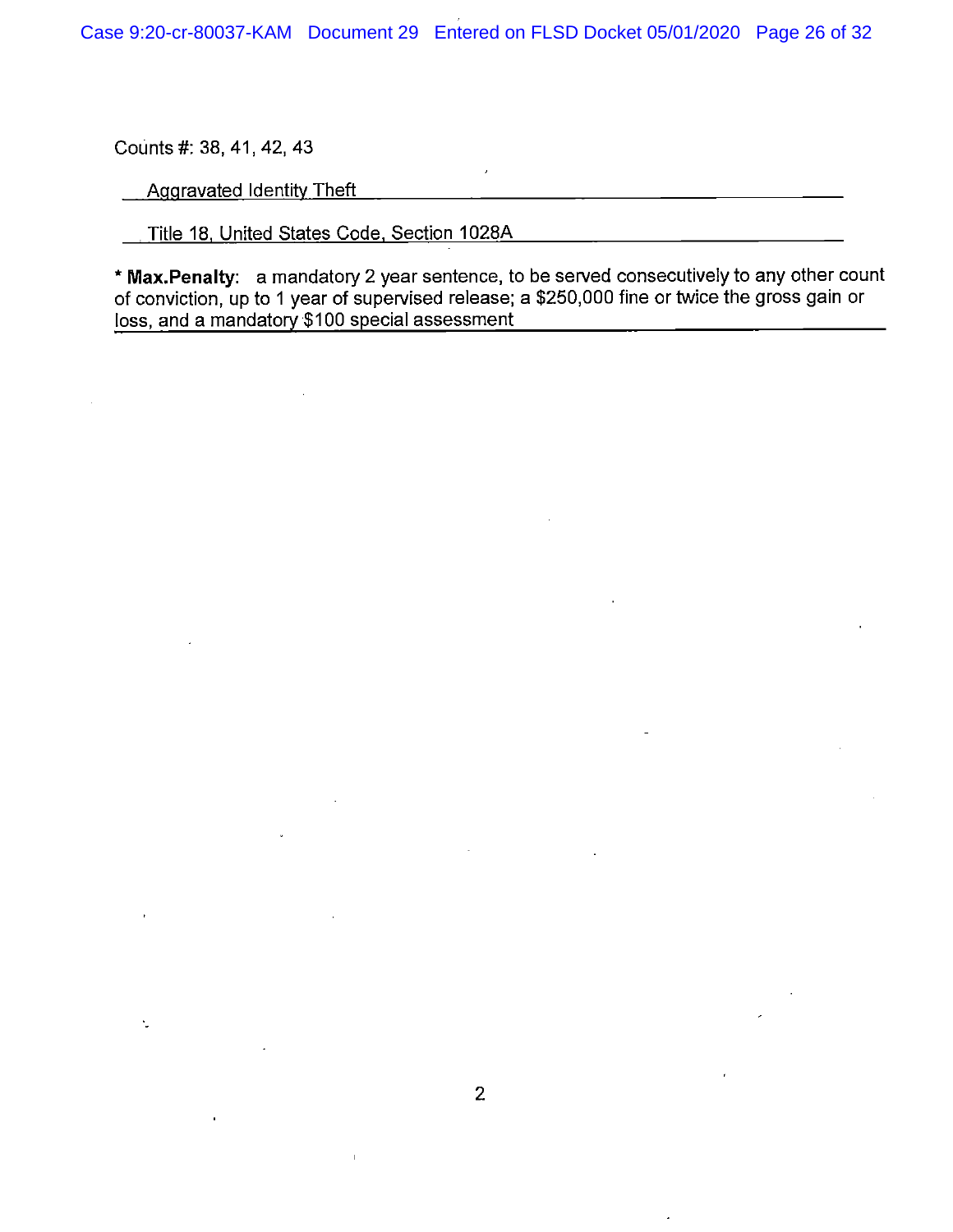Counts #: 38, 41, 42, 43

Aggravated Identity Theft

Title 18, United States Code, Section 1028A

* **Max.Penalty**: a mandatory 2 year sentence, to be served consecutively to any other count of conviction, up to 1 year of supervised release; a $250,000 fine or twice the gross gain or loss, and a mandatory $100 special assessment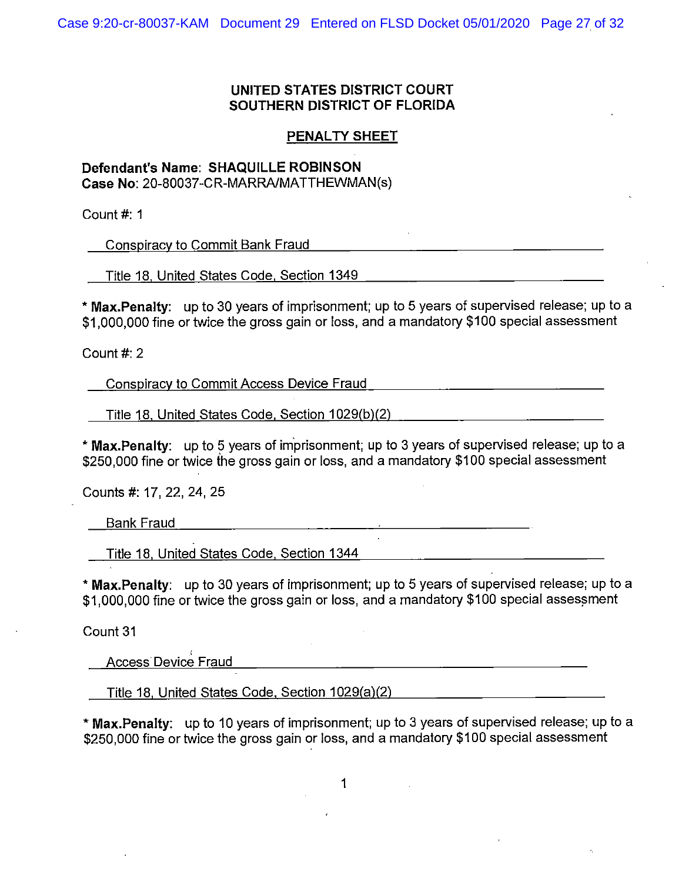**UNITED STATES DISTRICT COURT**
**SOUTHERN DISTRICT OF FLORIDA**

**PENALTY SHEET**

**Defendant's Name**: **SHAQUILLE ROBINSON**
**Case No**: 20-80037-CR-MARRA/MATTHEWMAN(s)

Count #: 1

Conspiracy to Commit Bank Fraud

Title 18, United States Code, Section 1349

* **Max.Penalty**: up to 30 years of imprisonment; up to 5 years of supervised release; up to a $1,000,000 fine or twice the gross gain or loss, and a mandatory $100 special assessment

Count #: 2

Conspiracy to Commit Access Device Fraud

Title 18, United States Code, Section 1029(b)(2)

* **Max.Penalty**: up to 5 years of imprisonment; up to 3 years of supervised release; up to a $250,000 fine or twice the gross gain or loss, and a mandatory $100 special assessment

Counts #: 17, 22, 24, 25

Bank Fraud

Title 18, United States Code, Section 1344

* **Max.Penalty**: up to 30 years of imprisonment; up to 5 years of supervised release; up to a $1,000,000 fine or twice the gross gain or loss, and a mandatory $100 special assessment

Count 31

Access Device Fraud

Title 18, United States Code, Section 1029(a)(2)

* **Max.Penalty**: up to 10 years of imprisonment; up to 3 years of supervised release; up to a $250,000 fine or twice the gross gain or loss, and a mandatory $100 special assessment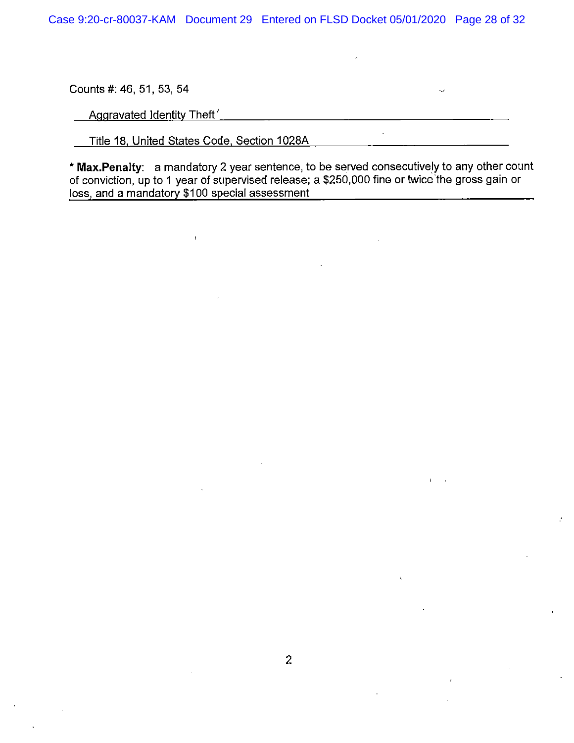Counts #: 46, 51, 53, 54

Aggravated Identity Theft

Title 18, United States Code, Section 1028A

**\* Max.Penalty**: a mandatory 2 year sentence, to be served consecutively to any other count of conviction, up to 1 year of supervised release; a $250,000 fine or twice the gross gain or loss, and a mandatory $100 special assessment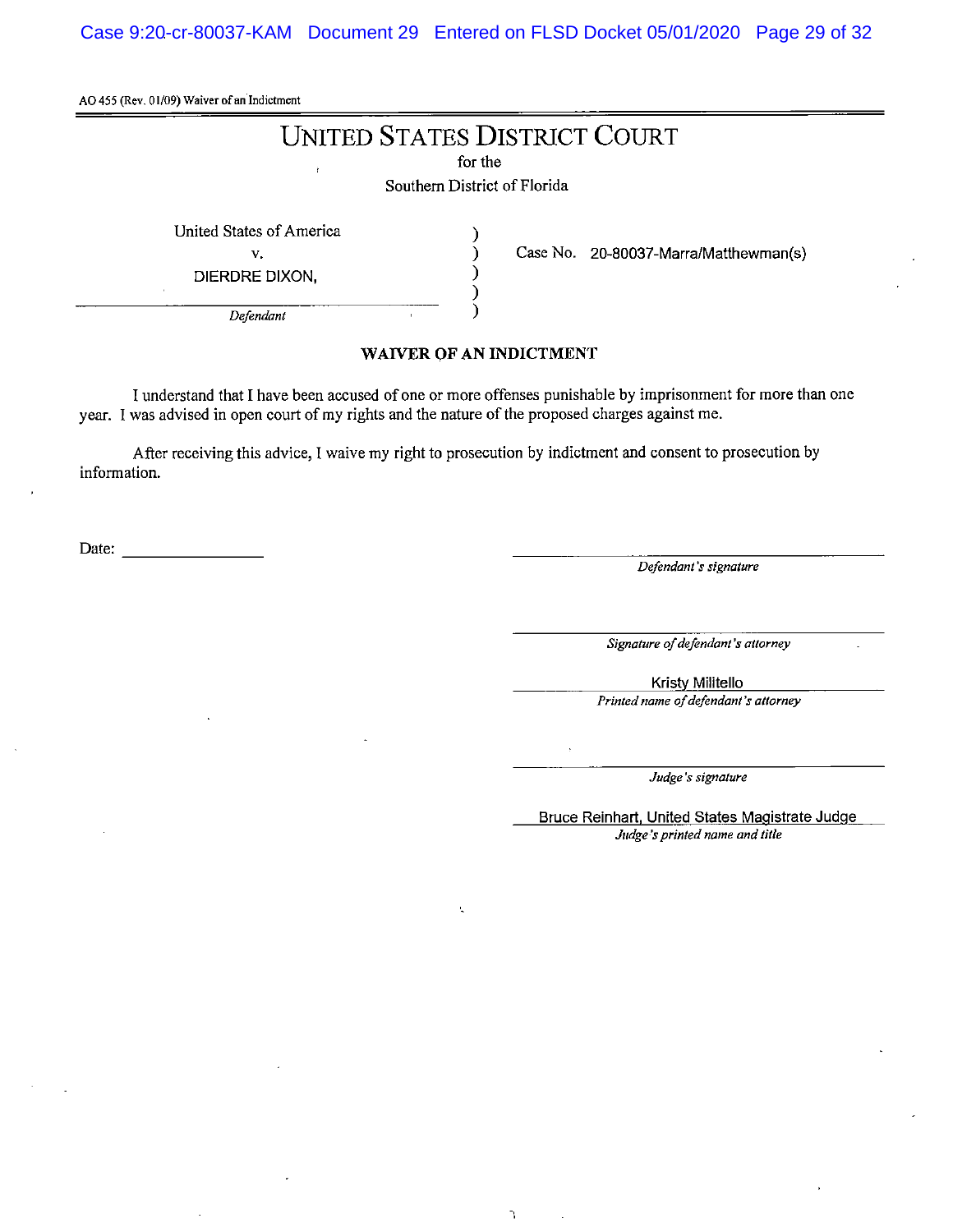AO 455 (Rev. 01/09) Waiver of an Indictment

# UNITED STATES DISTRICT COURT

for the

Southern District of Florida

United States of America
v.
DIERDRE DIXON,
*Defendant*

Case No. 20-80037-Marra/Matthewman(s)

## WAIVER OF AN INDICTMENT

I understand that I have been accused of one or more offenses punishable by imprisonment for more than one year. I was advised in open court of my rights and the nature of the proposed charges against me.

After receiving this advice, I waive my right to prosecution by indictment and consent to prosecution by information.

Date: ________________

______________________________
*Defendant's signature*

______________________________
*Signature of defendant's attorney*

Kristy Militello
*Printed name of defendant's attorney*

______________________________
*Judge's signature*

Bruce Reinhart, United States Magistrate Judge
*Judge's printed name and title*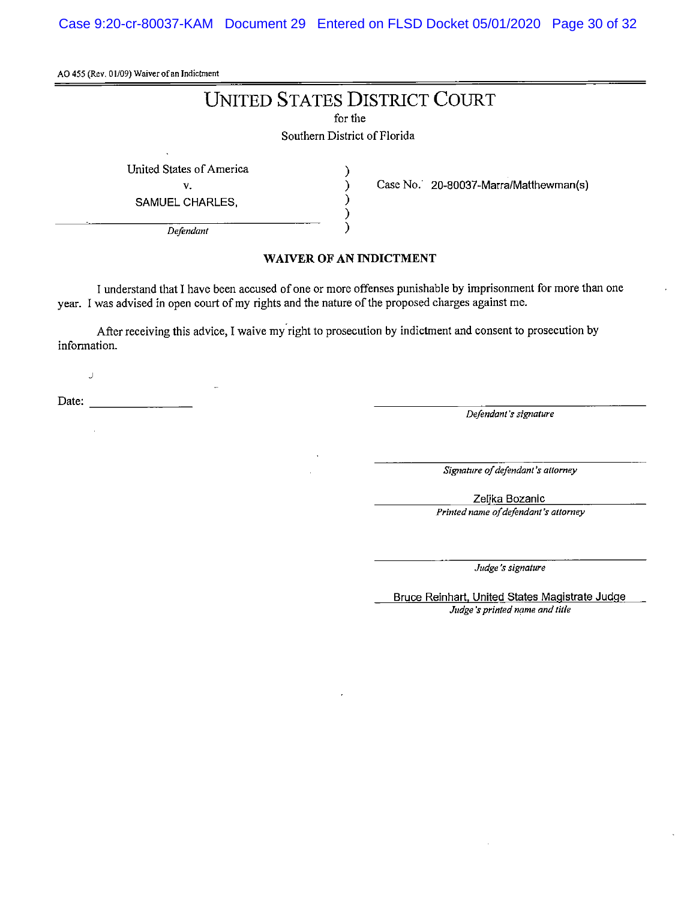AO 455 (Rev. 01/09) Waiver of an Indictment

# UNITED STATES DISTRICT COURT

for the

Southern District of Florida

United States of America
v.
SAMUEL CHARLES,
*Defendant*

Case No. 20-80037-Marra/Matthewman(s)

## WAIVER OF AN INDICTMENT

I understand that I have been accused of one or more offenses punishable by imprisonment for more than one year. I was advised in open court of my rights and the nature of the proposed charges against me.

After receiving this advice, I waive my right to prosecution by indictment and consent to prosecution by information.

Date: ________________

______________________________
*Defendant's signature*

______________________________
*Signature of defendant's attorney*

Zeljka Bozanic
*Printed name of defendant's attorney*

______________________________
*Judge's signature*

Bruce Reinhart, United States Magistrate Judge
*Judge's printed name and title*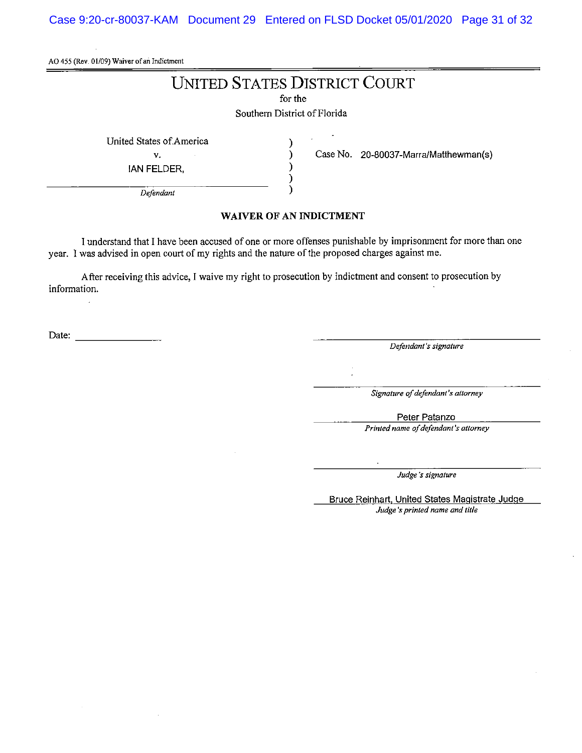AO 455 (Rev. 01/09) Waiver of an Indictment

# UNITED STATES DISTRICT COURT

for the

Southern District of Florida

United States of America
v.
IAN FELDER,
*Defendant*

Case No. 20-80037-Marra/Matthewman(s)

**WAIVER OF AN INDICTMENT**

I understand that I have been accused of one or more offenses punishable by imprisonment for more than one year. I was advised in open court of my rights and the nature of the proposed charges against me.

After receiving this advice, I waive my right to prosecution by indictment and consent to prosecution by information.

Date: ________________

________________________________
*Defendant's signature*

________________________________
*Signature of defendant's attorney*

Peter Patanzo
*Printed name of defendant's attorney*

________________________________
*Judge's signature*

Bruce Reinhart, United States Magistrate Judge
*Judge's printed name and title*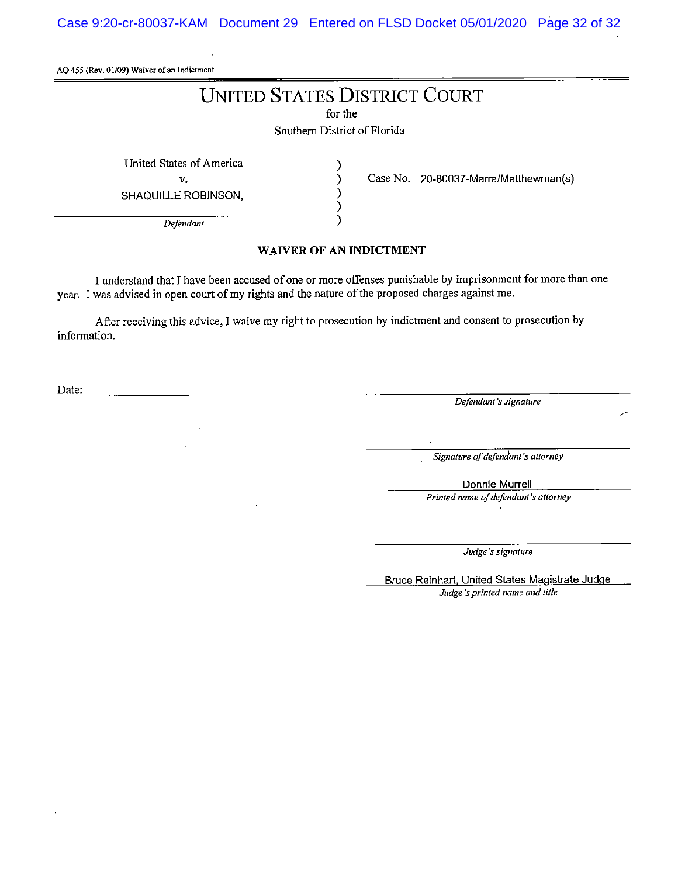AO 455 (Rev. 01/09) Waiver of an Indictment

# UNITED STATES DISTRICT COURT

for the

Southern District of Florida

United States of America
v.
SHAQUILLE ROBINSON,

*Defendant*

Case No. 20-80037-Marra/Matthewman(s)

**WAIVER OF AN INDICTMENT**

I understand that I have been accused of one or more offenses punishable by imprisonment for more than one year. I was advised in open court of my rights and the nature of the proposed charges against me.

After receiving this advice, I waive my right to prosecution by indictment and consent to prosecution by information.

Date: \_\_\_\_\_\_\_\_\_\_\_\_\_\_\_\_

\_\_\_\_\_\_\_\_\_\_\_\_\_\_\_\_\_\_\_\_\_\_\_\_\_\_\_\_\_\_
*Defendant's signature*

\_\_\_\_\_\_\_\_\_\_\_\_\_\_\_\_\_\_\_\_\_\_\_\_\_\_\_\_\_\_
*Signature of defendant's attorney*

Donnie Murrell
*Printed name of defendant's attorney*

\_\_\_\_\_\_\_\_\_\_\_\_\_\_\_\_\_\_\_\_\_\_\_\_\_\_\_\_\_\_
*Judge's signature*

Bruce Reinhart, United States Magistrate Judge
*Judge's printed name and title*